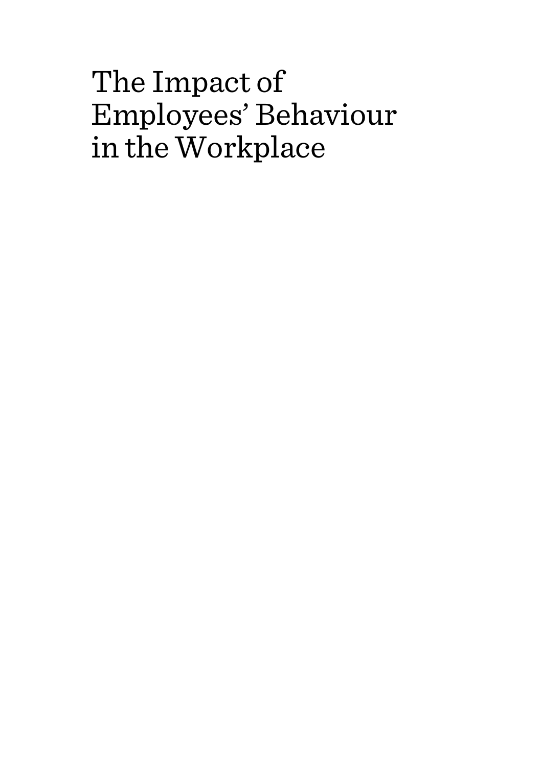# The Impact of Employees' Behaviour in the Workplace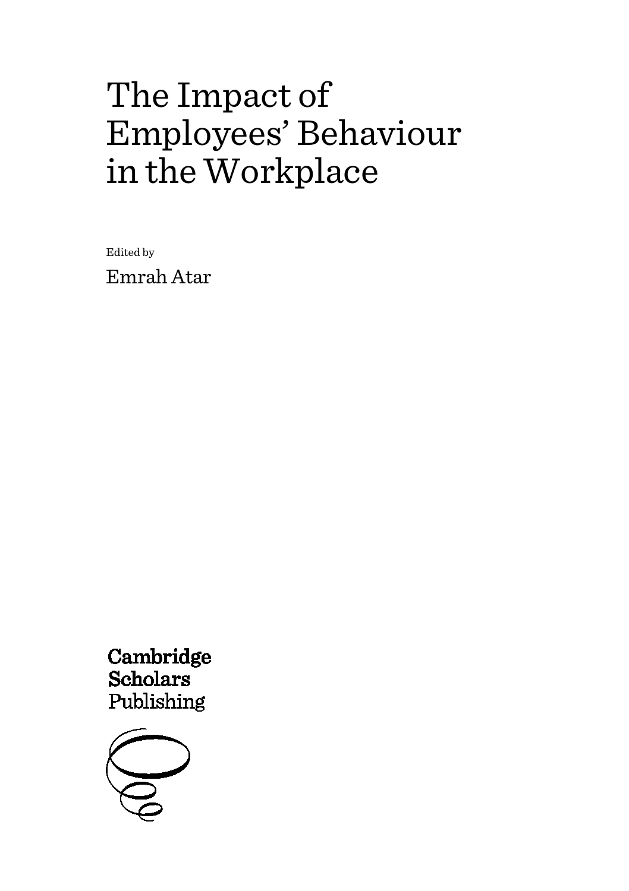# The Impact of Employees' Behaviour in the Workplace

Edited by

Emrah Atar

Cambridge Scholars Publishing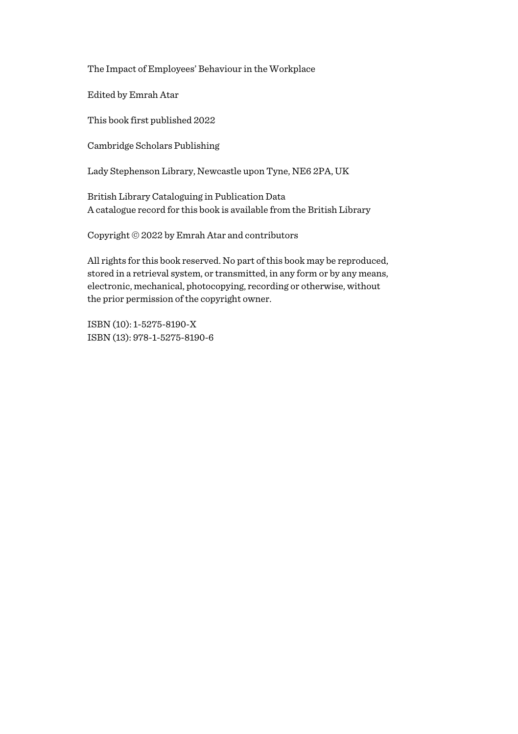The Impact of Employees' Behaviour in the Workplace

Edited by Emrah Atar

This book first published 2022

Cambridge Scholars Publishing

Lady Stephenson Library, Newcastle upon Tyne, NE6 2PA, UK

British Library Cataloguing in Publication Data
A catalogue record for this book is available from the British Library

Copyright © 2022 by Emrah Atar and contributors

All rights for this book reserved. No part of this book may be reproduced, stored in a retrieval system, or transmitted, in any form or by any means, electronic, mechanical, photocopying, recording or otherwise, without the prior permission of the copyright owner.

ISBN (10): 1-5275-8190-X
ISBN (13): 978-1-5275-8190-6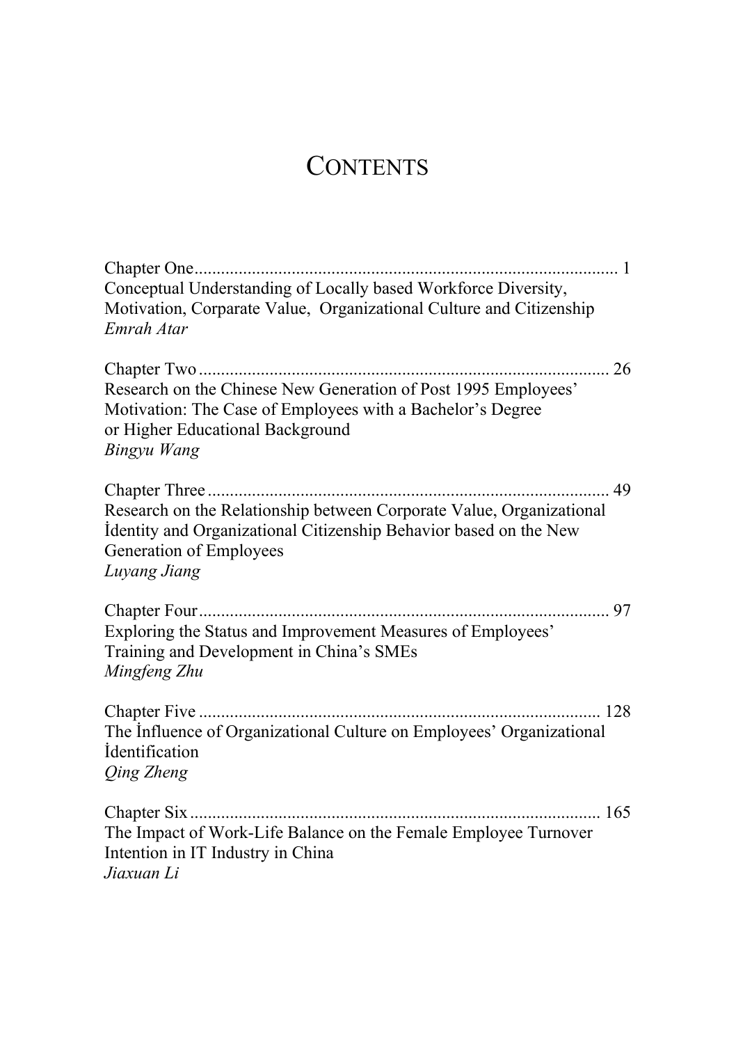# CONTENTS

Chapter One ............................................................................................... 1
Conceptual Understanding of Locally based Workforce Diversity, Motivation, Corparate Value, Organizational Culture and Citizenship
*Emrah Atar*

Chapter Two ............................................................................................. 26
Research on the Chinese New Generation of Post 1995 Employees' Motivation: The Case of Employees with a Bachelor's Degree or Higher Educational Background
*Bingyu Wang*

Chapter Three ........................................................................................... 49
Research on the Relationship between Corporate Value, Organizational İdentity and Organizational Citizenship Behavior based on the New Generation of Employees
*Luyang Jiang*

Chapter Four ............................................................................................. 97
Exploring the Status and Improvement Measures of Employees' Training and Development in China's SMEs
*Mingfeng Zhu*

Chapter Five ........................................................................................... 128
The İnfluence of Organizational Culture on Employees' Organizational İdentification
*Qing Zheng*

Chapter Six ............................................................................................. 165
The Impact of Work-Life Balance on the Female Employee Turnover Intention in IT Industry in China
*Jiaxuan Li*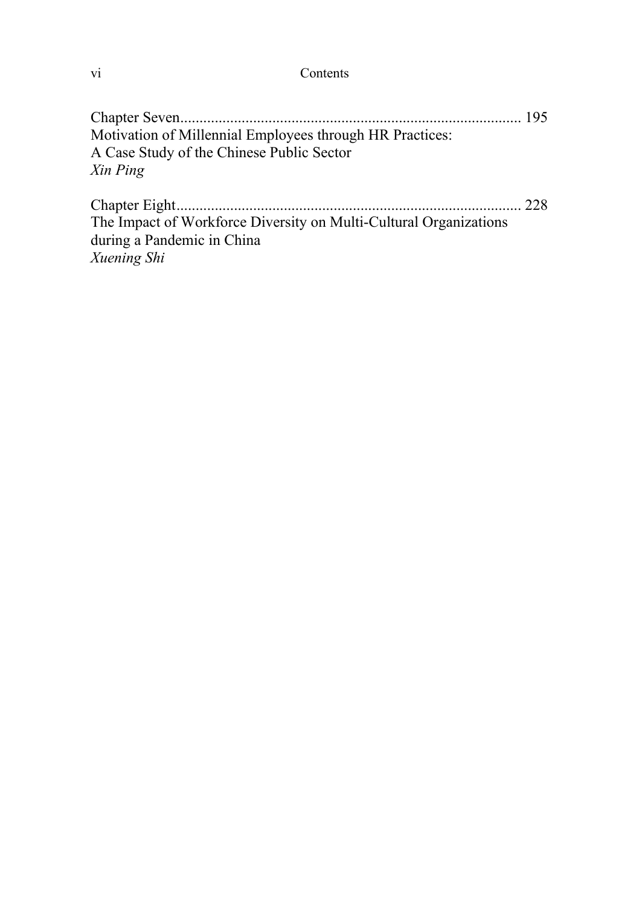Chapter Seven........................................................................................ 195
Motivation of Millennial Employees through HR Practices:
A Case Study of the Chinese Public Sector
*Xin Ping*

Chapter Eight......................................................................................... 228
The Impact of Workforce Diversity on Multi-Cultural Organizations
during a Pandemic in China
*Xuening Shi*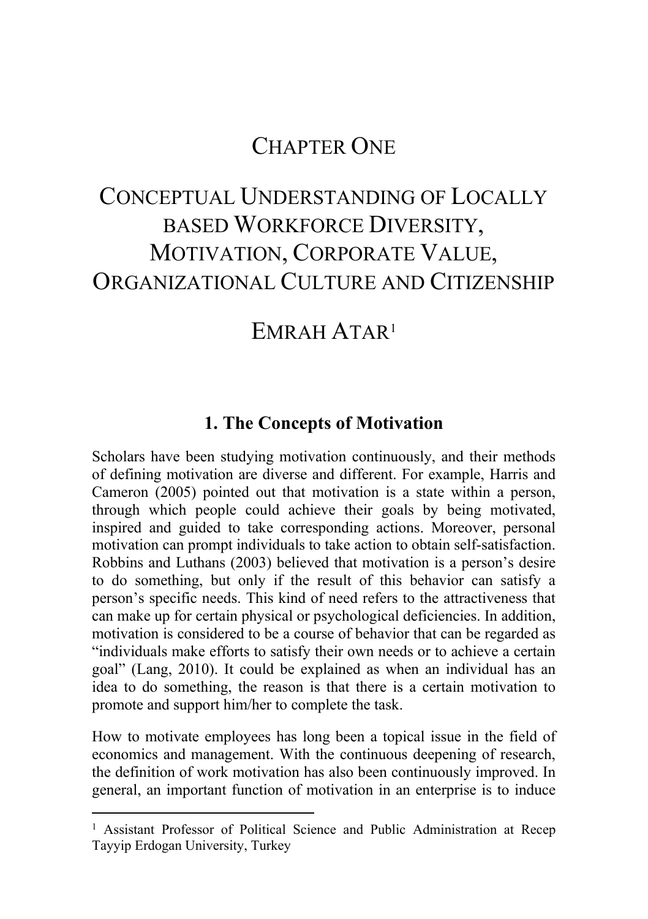# CHAPTER ONE

# CONCEPTUAL UNDERSTANDING OF LOCALLY BASED WORKFORCE DIVERSITY, MOTIVATION, CORPORATE VALUE, ORGANIZATIONAL CULTURE AND CITIZENSHIP

## EMRAH ATAR[1]

### 1. The Concepts of Motivation

Scholars have been studying motivation continuously, and their methods of defining motivation are diverse and different. For example, Harris and Cameron (2005) pointed out that motivation is a state within a person, through which people could achieve their goals by being motivated, inspired and guided to take corresponding actions. Moreover, personal motivation can prompt individuals to take action to obtain self-satisfaction. Robbins and Luthans (2003) believed that motivation is a person's desire to do something, but only if the result of this behavior can satisfy a person's specific needs. This kind of need refers to the attractiveness that can make up for certain physical or psychological deficiencies. In addition, motivation is considered to be a course of behavior that can be regarded as "individuals make efforts to satisfy their own needs or to achieve a certain goal" (Lang, 2010). It could be explained as when an individual has an idea to do something, the reason is that there is a certain motivation to promote and support him/her to complete the task.

How to motivate employees has long been a topical issue in the field of economics and management. With the continuous deepening of research, the definition of work motivation has also been continuously improved. In general, an important function of motivation in an enterprise is to induce

---

[1] Assistant Professor of Political Science and Public Administration at Recep Tayyip Erdogan University, Turkey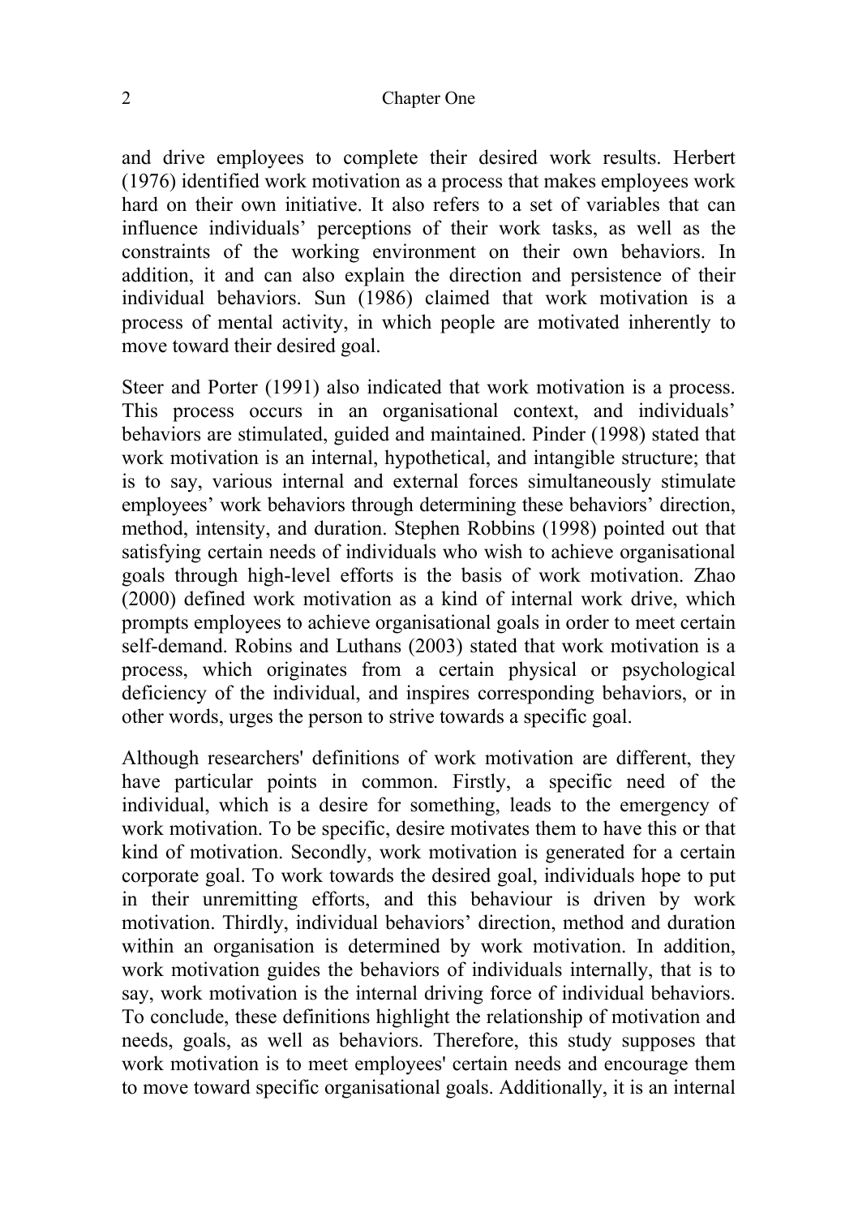and drive employees to complete their desired work results. Herbert (1976) identified work motivation as a process that makes employees work hard on their own initiative. It also refers to a set of variables that can influence individuals' perceptions of their work tasks, as well as the constraints of the working environment on their own behaviors. In addition, it and can also explain the direction and persistence of their individual behaviors. Sun (1986) claimed that work motivation is a process of mental activity, in which people are motivated inherently to move toward their desired goal.

Steer and Porter (1991) also indicated that work motivation is a process. This process occurs in an organisational context, and individuals' behaviors are stimulated, guided and maintained. Pinder (1998) stated that work motivation is an internal, hypothetical, and intangible structure; that is to say, various internal and external forces simultaneously stimulate employees' work behaviors through determining these behaviors' direction, method, intensity, and duration. Stephen Robbins (1998) pointed out that satisfying certain needs of individuals who wish to achieve organisational goals through high-level efforts is the basis of work motivation. Zhao (2000) defined work motivation as a kind of internal work drive, which prompts employees to achieve organisational goals in order to meet certain self-demand. Robins and Luthans (2003) stated that work motivation is a process, which originates from a certain physical or psychological deficiency of the individual, and inspires corresponding behaviors, or in other words, urges the person to strive towards a specific goal.

Although researchers' definitions of work motivation are different, they have particular points in common. Firstly, a specific need of the individual, which is a desire for something, leads to the emergency of work motivation. To be specific, desire motivates them to have this or that kind of motivation. Secondly, work motivation is generated for a certain corporate goal. To work towards the desired goal, individuals hope to put in their unremitting efforts, and this behaviour is driven by work motivation. Thirdly, individual behaviors' direction, method and duration within an organisation is determined by work motivation. In addition, work motivation guides the behaviors of individuals internally, that is to say, work motivation is the internal driving force of individual behaviors. To conclude, these definitions highlight the relationship of motivation and needs, goals, as well as behaviors. Therefore, this study supposes that work motivation is to meet employees' certain needs and encourage them to move toward specific organisational goals. Additionally, it is an internal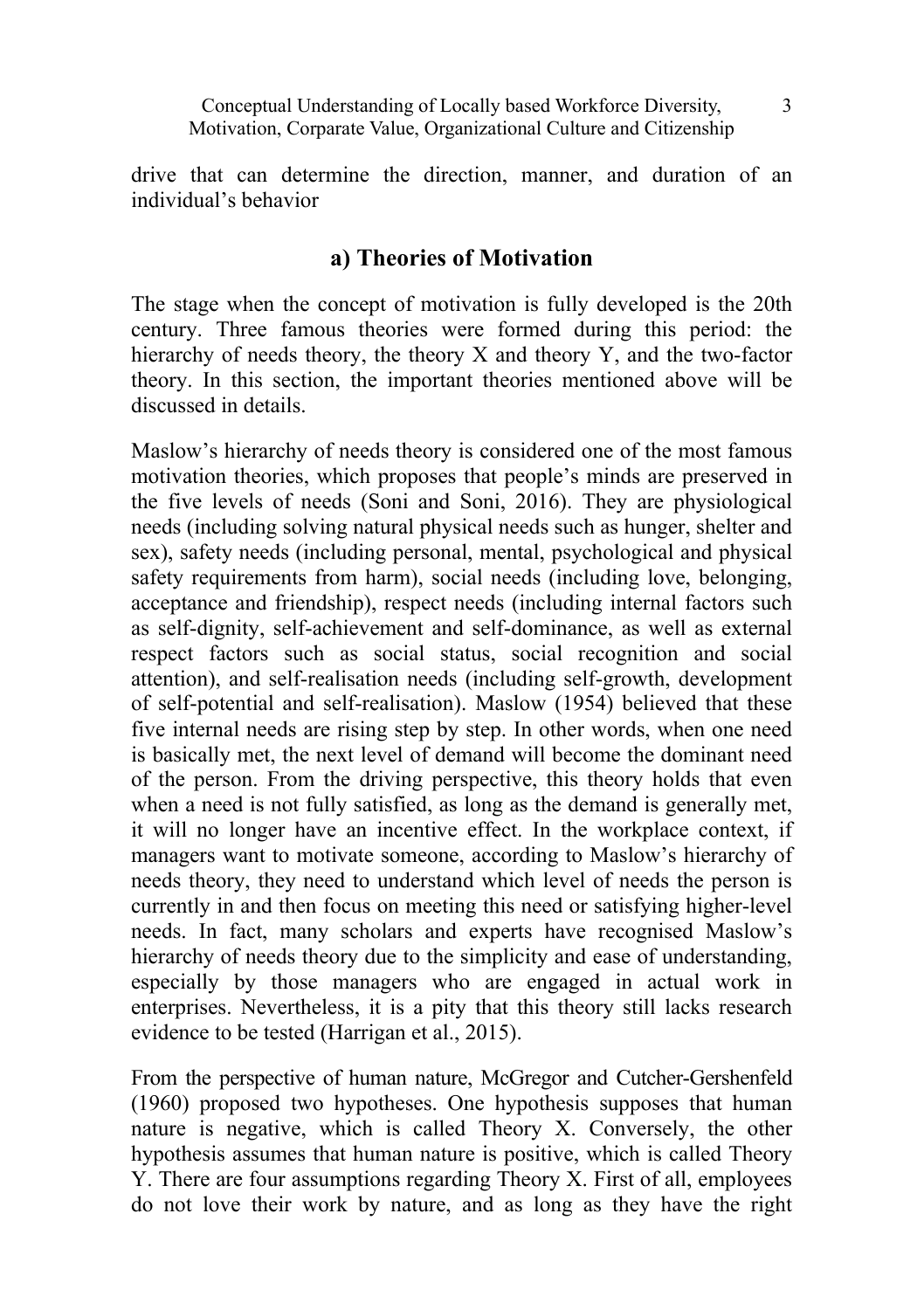drive that can determine the direction, manner, and duration of an individual's behavior

## a) Theories of Motivation

The stage when the concept of motivation is fully developed is the 20th century. Three famous theories were formed during this period: the hierarchy of needs theory, the theory X and theory Y, and the two-factor theory. In this section, the important theories mentioned above will be discussed in details.

Maslow's hierarchy of needs theory is considered one of the most famous motivation theories, which proposes that people's minds are preserved in the five levels of needs (Soni and Soni, 2016). They are physiological needs (including solving natural physical needs such as hunger, shelter and sex), safety needs (including personal, mental, psychological and physical safety requirements from harm), social needs (including love, belonging, acceptance and friendship), respect needs (including internal factors such as self-dignity, self-achievement and self-dominance, as well as external respect factors such as social status, social recognition and social attention), and self-realisation needs (including self-growth, development of self-potential and self-realisation). Maslow (1954) believed that these five internal needs are rising step by step. In other words, when one need is basically met, the next level of demand will become the dominant need of the person. From the driving perspective, this theory holds that even when a need is not fully satisfied, as long as the demand is generally met, it will no longer have an incentive effect. In the workplace context, if managers want to motivate someone, according to Maslow's hierarchy of needs theory, they need to understand which level of needs the person is currently in and then focus on meeting this need or satisfying higher-level needs. In fact, many scholars and experts have recognised Maslow's hierarchy of needs theory due to the simplicity and ease of understanding, especially by those managers who are engaged in actual work in enterprises. Nevertheless, it is a pity that this theory still lacks research evidence to be tested (Harrigan et al., 2015).

From the perspective of human nature, McGregor and Cutcher-Gershenfeld (1960) proposed two hypotheses. One hypothesis supposes that human nature is negative, which is called Theory X. Conversely, the other hypothesis assumes that human nature is positive, which is called Theory Y. There are four assumptions regarding Theory X. First of all, employees do not love their work by nature, and as long as they have the right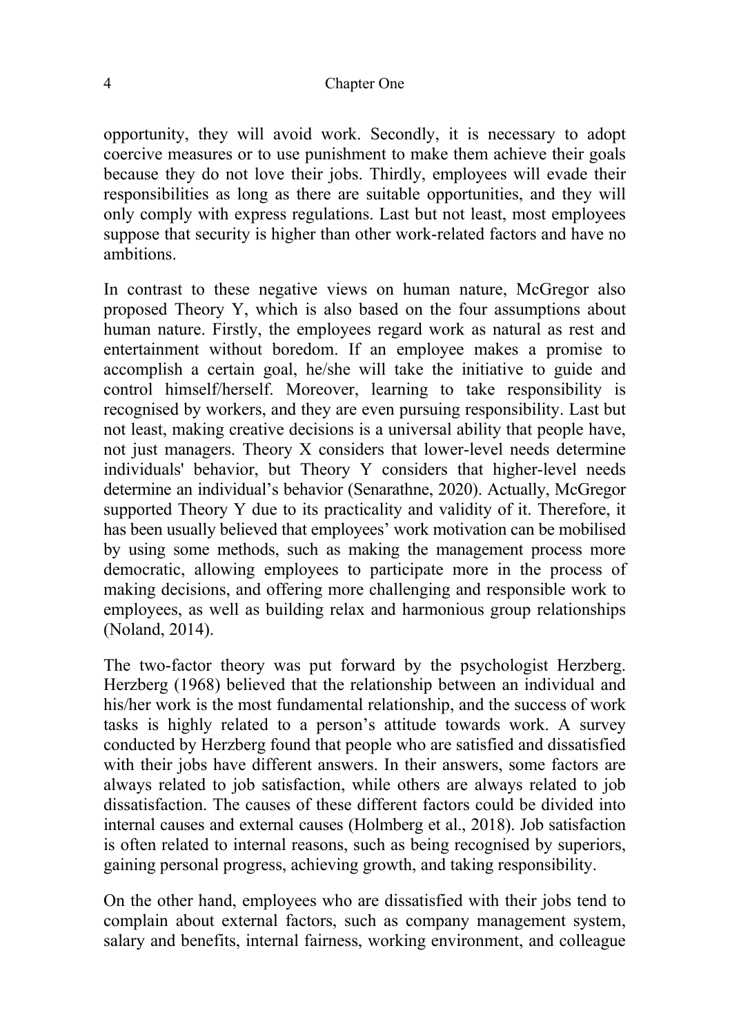opportunity, they will avoid work. Secondly, it is necessary to adopt coercive measures or to use punishment to make them achieve their goals because they do not love their jobs. Thirdly, employees will evade their responsibilities as long as there are suitable opportunities, and they will only comply with express regulations. Last but not least, most employees suppose that security is higher than other work-related factors and have no ambitions.

In contrast to these negative views on human nature, McGregor also proposed Theory Y, which is also based on the four assumptions about human nature. Firstly, the employees regard work as natural as rest and entertainment without boredom. If an employee makes a promise to accomplish a certain goal, he/she will take the initiative to guide and control himself/herself. Moreover, learning to take responsibility is recognised by workers, and they are even pursuing responsibility. Last but not least, making creative decisions is a universal ability that people have, not just managers. Theory X considers that lower-level needs determine individuals' behavior, but Theory Y considers that higher-level needs determine an individual's behavior (Senarathne, 2020). Actually, McGregor supported Theory Y due to its practicality and validity of it. Therefore, it has been usually believed that employees' work motivation can be mobilised by using some methods, such as making the management process more democratic, allowing employees to participate more in the process of making decisions, and offering more challenging and responsible work to employees, as well as building relax and harmonious group relationships (Noland, 2014).

The two-factor theory was put forward by the psychologist Herzberg. Herzberg (1968) believed that the relationship between an individual and his/her work is the most fundamental relationship, and the success of work tasks is highly related to a person's attitude towards work. A survey conducted by Herzberg found that people who are satisfied and dissatisfied with their jobs have different answers. In their answers, some factors are always related to job satisfaction, while others are always related to job dissatisfaction. The causes of these different factors could be divided into internal causes and external causes (Holmberg et al., 2018). Job satisfaction is often related to internal reasons, such as being recognised by superiors, gaining personal progress, achieving growth, and taking responsibility.

On the other hand, employees who are dissatisfied with their jobs tend to complain about external factors, such as company management system, salary and benefits, internal fairness, working environment, and colleague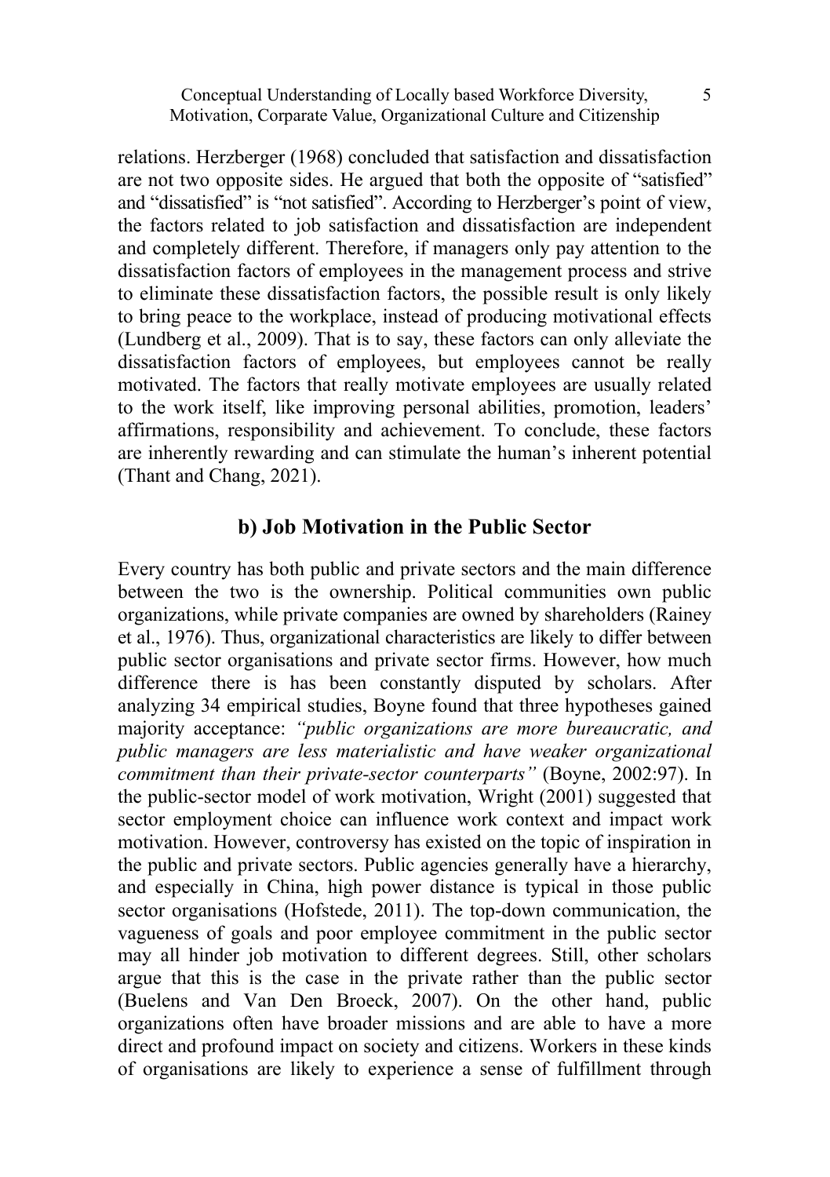relations. Herzberger (1968) concluded that satisfaction and dissatisfaction are not two opposite sides. He argued that both the opposite of "satisfied" and "dissatisfied" is "not satisfied". According to Herzberger's point of view, the factors related to job satisfaction and dissatisfaction are independent and completely different. Therefore, if managers only pay attention to the dissatisfaction factors of employees in the management process and strive to eliminate these dissatisfaction factors, the possible result is only likely to bring peace to the workplace, instead of producing motivational effects (Lundberg et al., 2009). That is to say, these factors can only alleviate the dissatisfaction factors of employees, but employees cannot be really motivated. The factors that really motivate employees are usually related to the work itself, like improving personal abilities, promotion, leaders' affirmations, responsibility and achievement. To conclude, these factors are inherently rewarding and can stimulate the human's inherent potential (Thant and Chang, 2021).

### b) Job Motivation in the Public Sector

Every country has both public and private sectors and the main difference between the two is the ownership. Political communities own public organizations, while private companies are owned by shareholders (Rainey et al., 1976). Thus, organizational characteristics are likely to differ between public sector organisations and private sector firms. However, how much difference there is has been constantly disputed by scholars. After analyzing 34 empirical studies, Boyne found that three hypotheses gained majority acceptance: *"public organizations are more bureaucratic, and public managers are less materialistic and have weaker organizational commitment than their private-sector counterparts"* (Boyne, 2002:97). In the public-sector model of work motivation, Wright (2001) suggested that sector employment choice can influence work context and impact work motivation. However, controversy has existed on the topic of inspiration in the public and private sectors. Public agencies generally have a hierarchy, and especially in China, high power distance is typical in those public sector organisations (Hofstede, 2011). The top-down communication, the vagueness of goals and poor employee commitment in the public sector may all hinder job motivation to different degrees. Still, other scholars argue that this is the case in the private rather than the public sector (Buelens and Van Den Broeck, 2007). On the other hand, public organizations often have broader missions and are able to have a more direct and profound impact on society and citizens. Workers in these kinds of organisations are likely to experience a sense of fulfillment through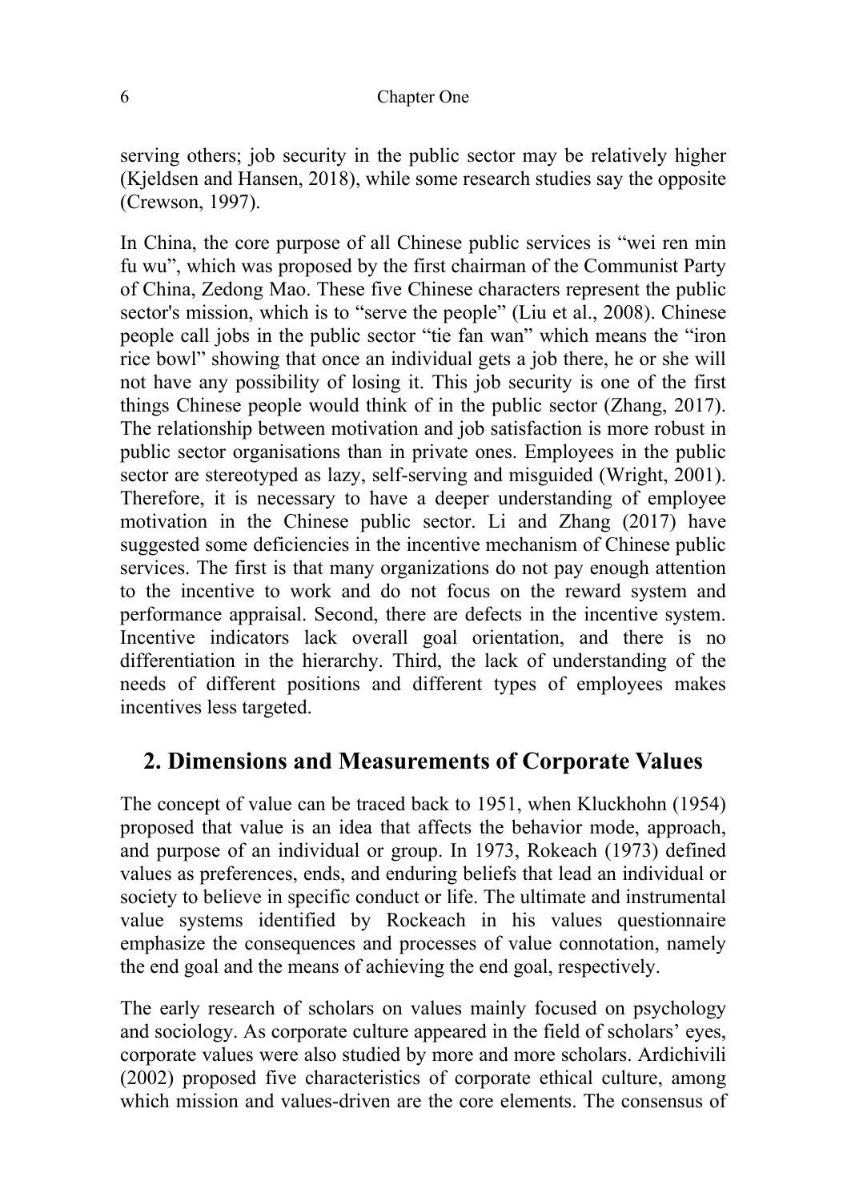serving others; job security in the public sector may be relatively higher (Kjeldsen and Hansen, 2018), while some research studies say the opposite (Crewson, 1997).

In China, the core purpose of all Chinese public services is "wei ren min fu wu", which was proposed by the first chairman of the Communist Party of China, Zedong Mao. These five Chinese characters represent the public sector's mission, which is to "serve the people" (Liu et al., 2008). Chinese people call jobs in the public sector "tie fan wan" which means the "iron rice bowl" showing that once an individual gets a job there, he or she will not have any possibility of losing it. This job security is one of the first things Chinese people would think of in the public sector (Zhang, 2017). The relationship between motivation and job satisfaction is more robust in public sector organisations than in private ones. Employees in the public sector are stereotyped as lazy, self-serving and misguided (Wright, 2001). Therefore, it is necessary to have a deeper understanding of employee motivation in the Chinese public sector. Li and Zhang (2017) have suggested some deficiencies in the incentive mechanism of Chinese public services. The first is that many organizations do not pay enough attention to the incentive to work and do not focus on the reward system and performance appraisal. Second, there are defects in the incentive system. Incentive indicators lack overall goal orientation, and there is no differentiation in the hierarchy. Third, the lack of understanding of the needs of different positions and different types of employees makes incentives less targeted.

## 2. Dimensions and Measurements of Corporate Values

The concept of value can be traced back to 1951, when Kluckhohn (1954) proposed that value is an idea that affects the behavior mode, approach, and purpose of an individual or group. In 1973, Rokeach (1973) defined values as preferences, ends, and enduring beliefs that lead an individual or society to believe in specific conduct or life. The ultimate and instrumental value systems identified by Rockeach in his values questionnaire emphasize the consequences and processes of value connotation, namely the end goal and the means of achieving the end goal, respectively.

The early research of scholars on values mainly focused on psychology and sociology. As corporate culture appeared in the field of scholars' eyes, corporate values were also studied by more and more scholars. Ardichivili (2002) proposed five characteristics of corporate ethical culture, among which mission and values-driven are the core elements. The consensus of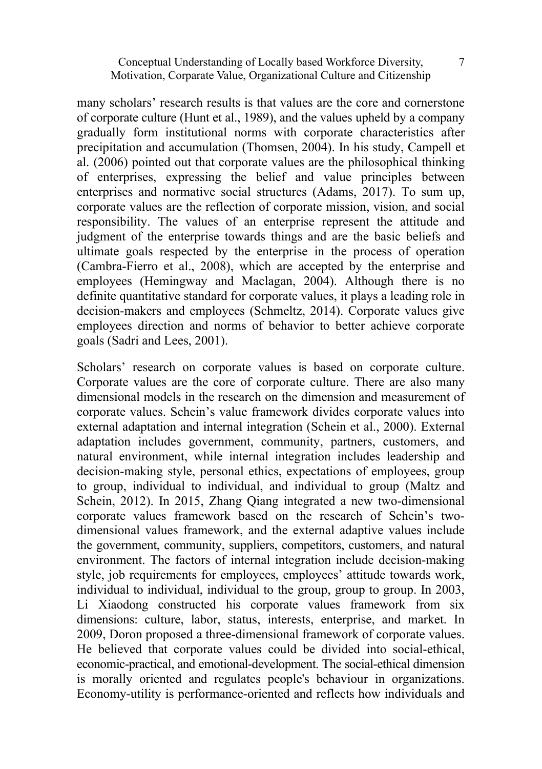many scholars' research results is that values are the core and cornerstone of corporate culture (Hunt et al., 1989), and the values upheld by a company gradually form institutional norms with corporate characteristics after precipitation and accumulation (Thomsen, 2004). In his study, Campell et al. (2006) pointed out that corporate values are the philosophical thinking of enterprises, expressing the belief and value principles between enterprises and normative social structures (Adams, 2017). To sum up, corporate values are the reflection of corporate mission, vision, and social responsibility. The values of an enterprise represent the attitude and judgment of the enterprise towards things and are the basic beliefs and ultimate goals respected by the enterprise in the process of operation (Cambra-Fierro et al., 2008), which are accepted by the enterprise and employees (Hemingway and Maclagan, 2004). Although there is no definite quantitative standard for corporate values, it plays a leading role in decision-makers and employees (Schmeltz, 2014). Corporate values give employees direction and norms of behavior to better achieve corporate goals (Sadri and Lees, 2001).

Scholars' research on corporate values is based on corporate culture. Corporate values are the core of corporate culture. There are also many dimensional models in the research on the dimension and measurement of corporate values. Schein's value framework divides corporate values into external adaptation and internal integration (Schein et al., 2000). External adaptation includes government, community, partners, customers, and natural environment, while internal integration includes leadership and decision-making style, personal ethics, expectations of employees, group to group, individual to individual, and individual to group (Maltz and Schein, 2012). In 2015, Zhang Qiang integrated a new two-dimensional corporate values framework based on the research of Schein's two-dimensional values framework, and the external adaptive values include the government, community, suppliers, competitors, customers, and natural environment. The factors of internal integration include decision-making style, job requirements for employees, employees' attitude towards work, individual to individual, individual to the group, group to group. In 2003, Li Xiaodong constructed his corporate values framework from six dimensions: culture, labor, status, interests, enterprise, and market. In 2009, Doron proposed a three-dimensional framework of corporate values. He believed that corporate values could be divided into social-ethical, economic-practical, and emotional-development. The social-ethical dimension is morally oriented and regulates people's behaviour in organizations. Economy-utility is performance-oriented and reflects how individuals and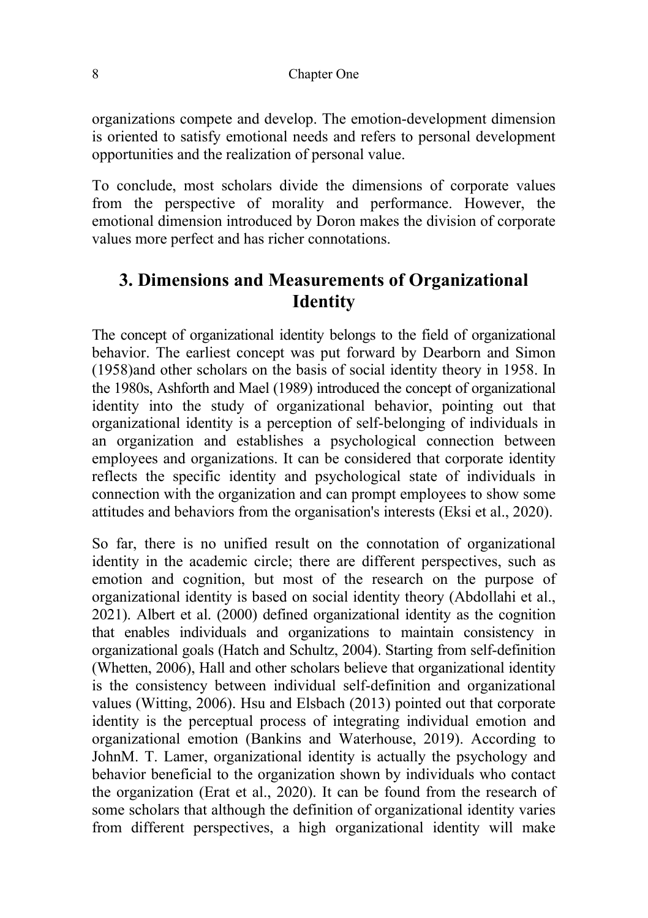organizations compete and develop. The emotion-development dimension is oriented to satisfy emotional needs and refers to personal development opportunities and the realization of personal value.

To conclude, most scholars divide the dimensions of corporate values from the perspective of morality and performance. However, the emotional dimension introduced by Doron makes the division of corporate values more perfect and has richer connotations.

## 3. Dimensions and Measurements of Organizational Identity

The concept of organizational identity belongs to the field of organizational behavior. The earliest concept was put forward by Dearborn and Simon (1958)and other scholars on the basis of social identity theory in 1958. In the 1980s, Ashforth and Mael (1989) introduced the concept of organizational identity into the study of organizational behavior, pointing out that organizational identity is a perception of self-belonging of individuals in an organization and establishes a psychological connection between employees and organizations. It can be considered that corporate identity reflects the specific identity and psychological state of individuals in connection with the organization and can prompt employees to show some attitudes and behaviors from the organisation's interests (Eksi et al., 2020).

So far, there is no unified result on the connotation of organizational identity in the academic circle; there are different perspectives, such as emotion and cognition, but most of the research on the purpose of organizational identity is based on social identity theory (Abdollahi et al., 2021). Albert et al. (2000) defined organizational identity as the cognition that enables individuals and organizations to maintain consistency in organizational goals (Hatch and Schultz, 2004). Starting from self-definition (Whetten, 2006), Hall and other scholars believe that organizational identity is the consistency between individual self-definition and organizational values (Witting, 2006). Hsu and Elsbach (2013) pointed out that corporate identity is the perceptual process of integrating individual emotion and organizational emotion (Bankins and Waterhouse, 2019). According to JohnM. T. Lamer, organizational identity is actually the psychology and behavior beneficial to the organization shown by individuals who contact the organization (Erat et al., 2020). It can be found from the research of some scholars that although the definition of organizational identity varies from different perspectives, a high organizational identity will make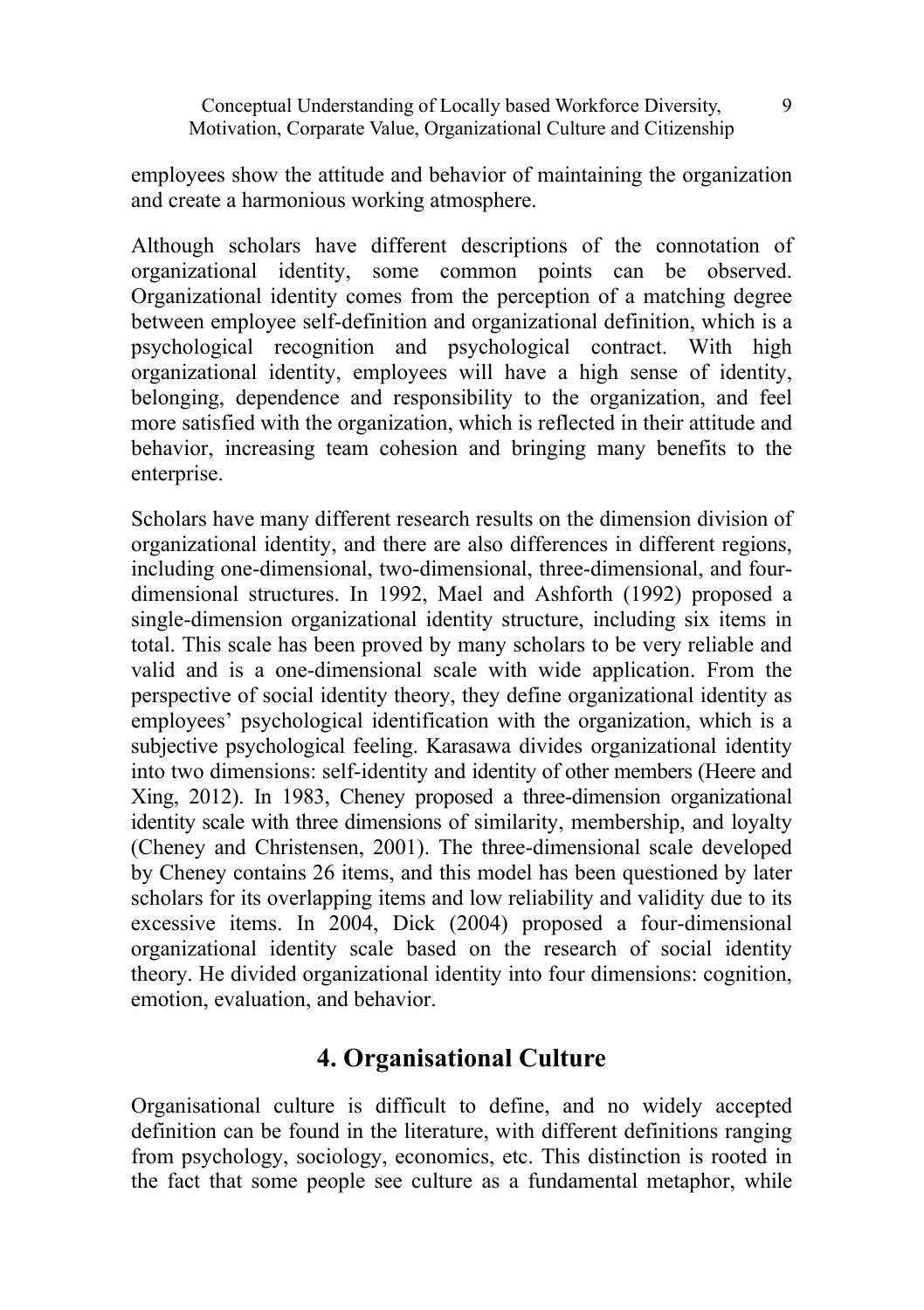employees show the attitude and behavior of maintaining the organization and create a harmonious working atmosphere.

Although scholars have different descriptions of the connotation of organizational identity, some common points can be observed. Organizational identity comes from the perception of a matching degree between employee self-definition and organizational definition, which is a psychological recognition and psychological contract. With high organizational identity, employees will have a high sense of identity, belonging, dependence and responsibility to the organization, and feel more satisfied with the organization, which is reflected in their attitude and behavior, increasing team cohesion and bringing many benefits to the enterprise.

Scholars have many different research results on the dimension division of organizational identity, and there are also differences in different regions, including one-dimensional, two-dimensional, three-dimensional, and four-dimensional structures. In 1992, Mael and Ashforth (1992) proposed a single-dimension organizational identity structure, including six items in total. This scale has been proved by many scholars to be very reliable and valid and is a one-dimensional scale with wide application. From the perspective of social identity theory, they define organizational identity as employees' psychological identification with the organization, which is a subjective psychological feeling. Karasawa divides organizational identity into two dimensions: self-identity and identity of other members (Heere and Xing, 2012). In 1983, Cheney proposed a three-dimension organizational identity scale with three dimensions of similarity, membership, and loyalty (Cheney and Christensen, 2001). The three-dimensional scale developed by Cheney contains 26 items, and this model has been questioned by later scholars for its overlapping items and low reliability and validity due to its excessive items. In 2004, Dick (2004) proposed a four-dimensional organizational identity scale based on the research of social identity theory. He divided organizational identity into four dimensions: cognition, emotion, evaluation, and behavior.

## 4. Organisational Culture

Organisational culture is difficult to define, and no widely accepted definition can be found in the literature, with different definitions ranging from psychology, sociology, economics, etc. This distinction is rooted in the fact that some people see culture as a fundamental metaphor, while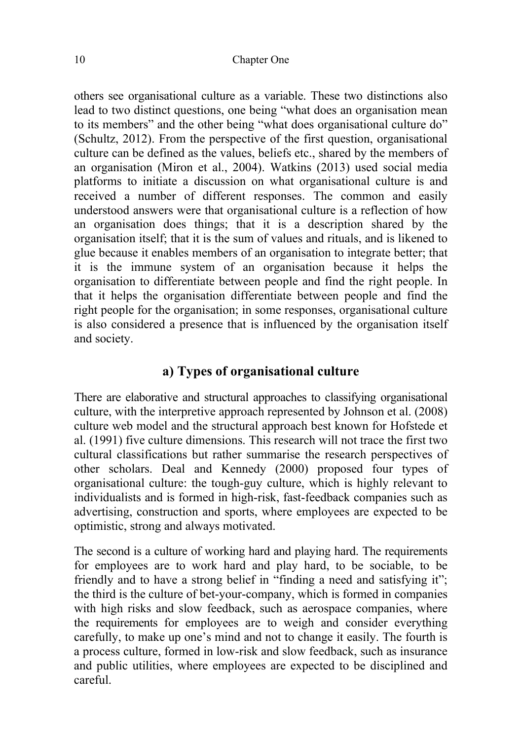others see organisational culture as a variable. These two distinctions also lead to two distinct questions, one being "what does an organisation mean to its members" and the other being "what does organisational culture do" (Schultz, 2012). From the perspective of the first question, organisational culture can be defined as the values, beliefs etc., shared by the members of an organisation (Miron et al., 2004). Watkins (2013) used social media platforms to initiate a discussion on what organisational culture is and received a number of different responses. The common and easily understood answers were that organisational culture is a reflection of how an organisation does things; that it is a description shared by the organisation itself; that it is the sum of values and rituals, and is likened to glue because it enables members of an organisation to integrate better; that it is the immune system of an organisation because it helps the organisation to differentiate between people and find the right people. In that it helps the organisation differentiate between people and find the right people for the organisation; in some responses, organisational culture is also considered a presence that is influenced by the organisation itself and society.

## a) Types of organisational culture

There are elaborative and structural approaches to classifying organisational culture, with the interpretive approach represented by Johnson et al. (2008) culture web model and the structural approach best known for Hofstede et al. (1991) five culture dimensions. This research will not trace the first two cultural classifications but rather summarise the research perspectives of other scholars. Deal and Kennedy (2000) proposed four types of organisational culture: the tough-guy culture, which is highly relevant to individualists and is formed in high-risk, fast-feedback companies such as advertising, construction and sports, where employees are expected to be optimistic, strong and always motivated.

The second is a culture of working hard and playing hard. The requirements for employees are to work hard and play hard, to be sociable, to be friendly and to have a strong belief in "finding a need and satisfying it"; the third is the culture of bet-your-company, which is formed in companies with high risks and slow feedback, such as aerospace companies, where the requirements for employees are to weigh and consider everything carefully, to make up one's mind and not to change it easily. The fourth is a process culture, formed in low-risk and slow feedback, such as insurance and public utilities, where employees are expected to be disciplined and careful.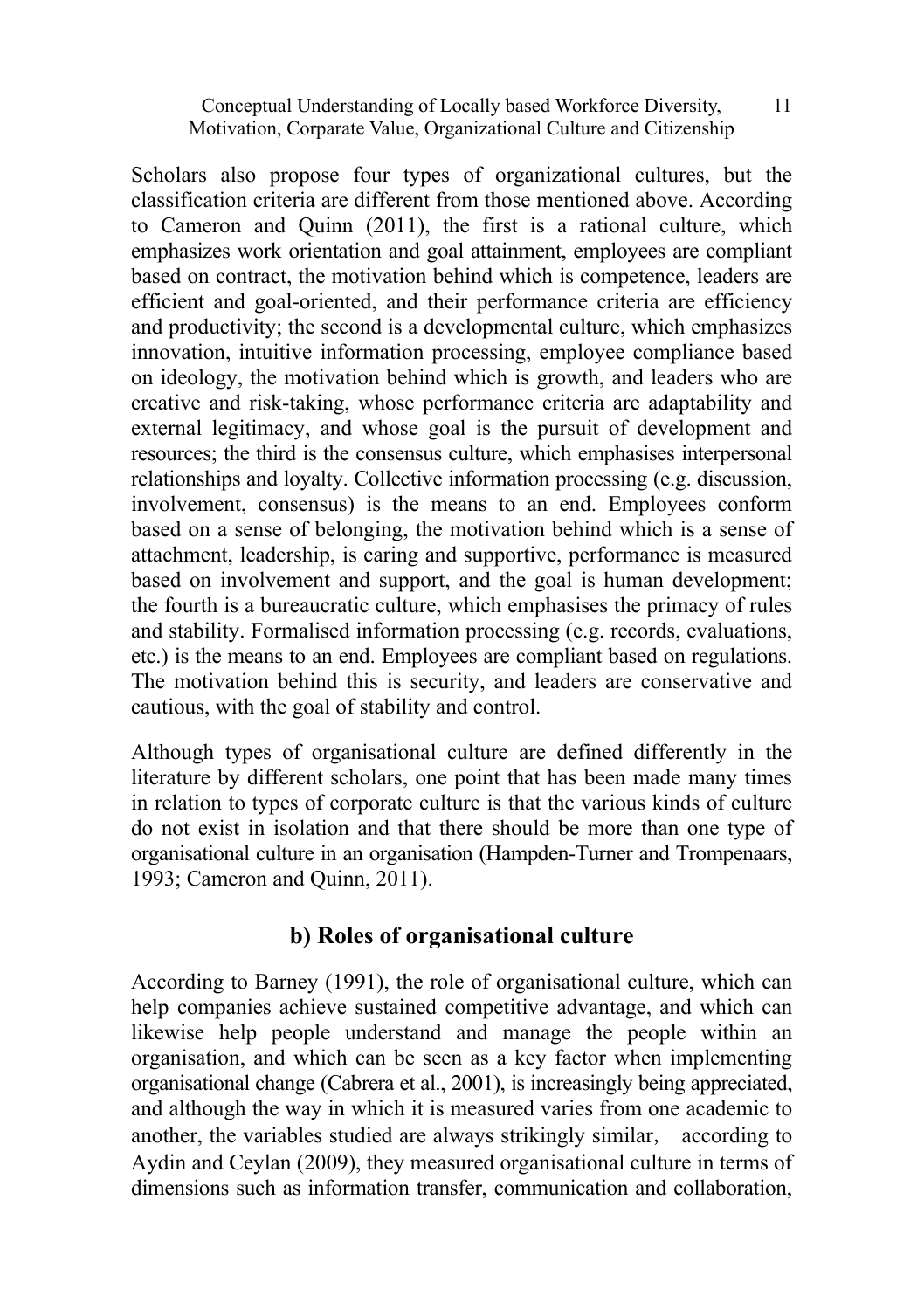Scholars also propose four types of organizational cultures, but the classification criteria are different from those mentioned above. According to Cameron and Quinn (2011), the first is a rational culture, which emphasizes work orientation and goal attainment, employees are compliant based on contract, the motivation behind which is competence, leaders are efficient and goal-oriented, and their performance criteria are efficiency and productivity; the second is a developmental culture, which emphasizes innovation, intuitive information processing, employee compliance based on ideology, the motivation behind which is growth, and leaders who are creative and risk-taking, whose performance criteria are adaptability and external legitimacy, and whose goal is the pursuit of development and resources; the third is the consensus culture, which emphasises interpersonal relationships and loyalty. Collective information processing (e.g. discussion, involvement, consensus) is the means to an end. Employees conform based on a sense of belonging, the motivation behind which is a sense of attachment, leadership, is caring and supportive, performance is measured based on involvement and support, and the goal is human development; the fourth is a bureaucratic culture, which emphasises the primacy of rules and stability. Formalised information processing (e.g. records, evaluations, etc.) is the means to an end. Employees are compliant based on regulations. The motivation behind this is security, and leaders are conservative and cautious, with the goal of stability and control.

Although types of organisational culture are defined differently in the literature by different scholars, one point that has been made many times in relation to types of corporate culture is that the various kinds of culture do not exist in isolation and that there should be more than one type of organisational culture in an organisation (Hampden-Turner and Trompenaars, 1993; Cameron and Quinn, 2011).

## b) Roles of organisational culture

According to Barney (1991), the role of organisational culture, which can help companies achieve sustained competitive advantage, and which can likewise help people understand and manage the people within an organisation, and which can be seen as a key factor when implementing organisational change (Cabrera et al., 2001), is increasingly being appreciated, and although the way in which it is measured varies from one academic to another, the variables studied are always strikingly similar, according to Aydin and Ceylan (2009), they measured organisational culture in terms of dimensions such as information transfer, communication and collaboration,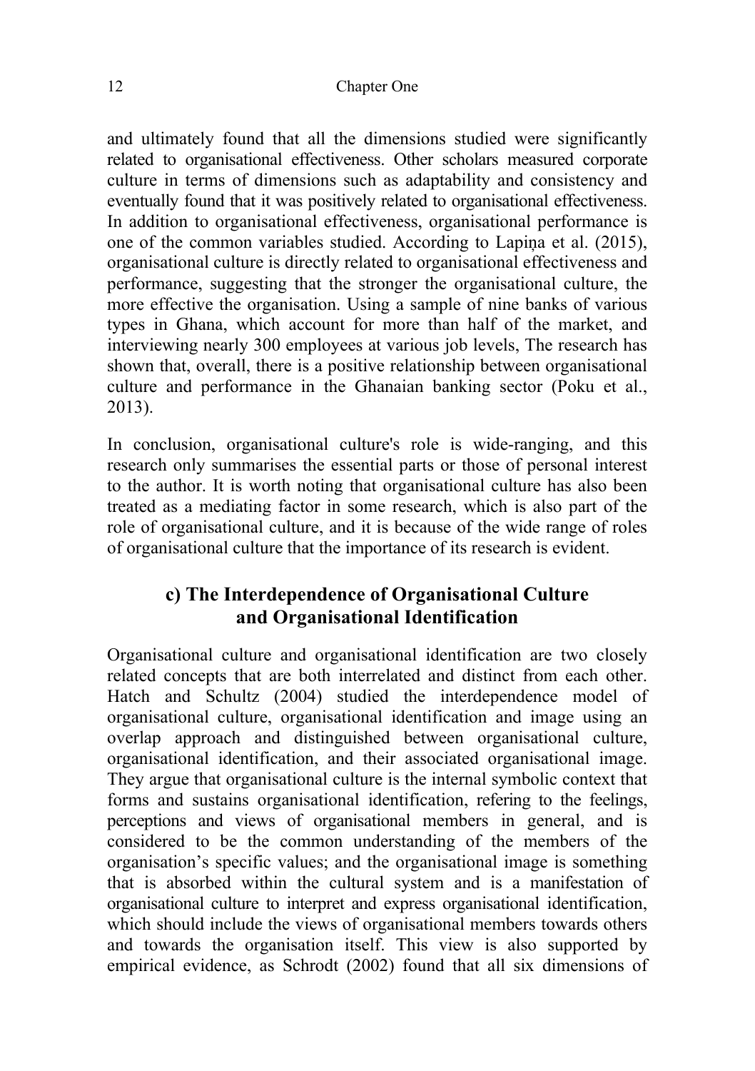and ultimately found that all the dimensions studied were significantly related to organisational effectiveness. Other scholars measured corporate culture in terms of dimensions such as adaptability and consistency and eventually found that it was positively related to organisational effectiveness. In addition to organisational effectiveness, organisational performance is one of the common variables studied. According to Lapiņa et al. (2015), organisational culture is directly related to organisational effectiveness and performance, suggesting that the stronger the organisational culture, the more effective the organisation. Using a sample of nine banks of various types in Ghana, which account for more than half of the market, and interviewing nearly 300 employees at various job levels, The research has shown that, overall, there is a positive relationship between organisational culture and performance in the Ghanaian banking sector (Poku et al., 2013).

In conclusion, organisational culture's role is wide-ranging, and this research only summarises the essential parts or those of personal interest to the author. It is worth noting that organisational culture has also been treated as a mediating factor in some research, which is also part of the role of organisational culture, and it is because of the wide range of roles of organisational culture that the importance of its research is evident.

### c) The Interdependence of Organisational Culture and Organisational Identification

Organisational culture and organisational identification are two closely related concepts that are both interrelated and distinct from each other. Hatch and Schultz (2004) studied the interdependence model of organisational culture, organisational identification and image using an overlap approach and distinguished between organisational culture, organisational identification, and their associated organisational image. They argue that organisational culture is the internal symbolic context that forms and sustains organisational identification, refering to the feelings, perceptions and views of organisational members in general, and is considered to be the common understanding of the members of the organisation's specific values; and the organisational image is something that is absorbed within the cultural system and is a manifestation of organisational culture to interpret and express organisational identification, which should include the views of organisational members towards others and towards the organisation itself. This view is also supported by empirical evidence, as Schrodt (2002) found that all six dimensions of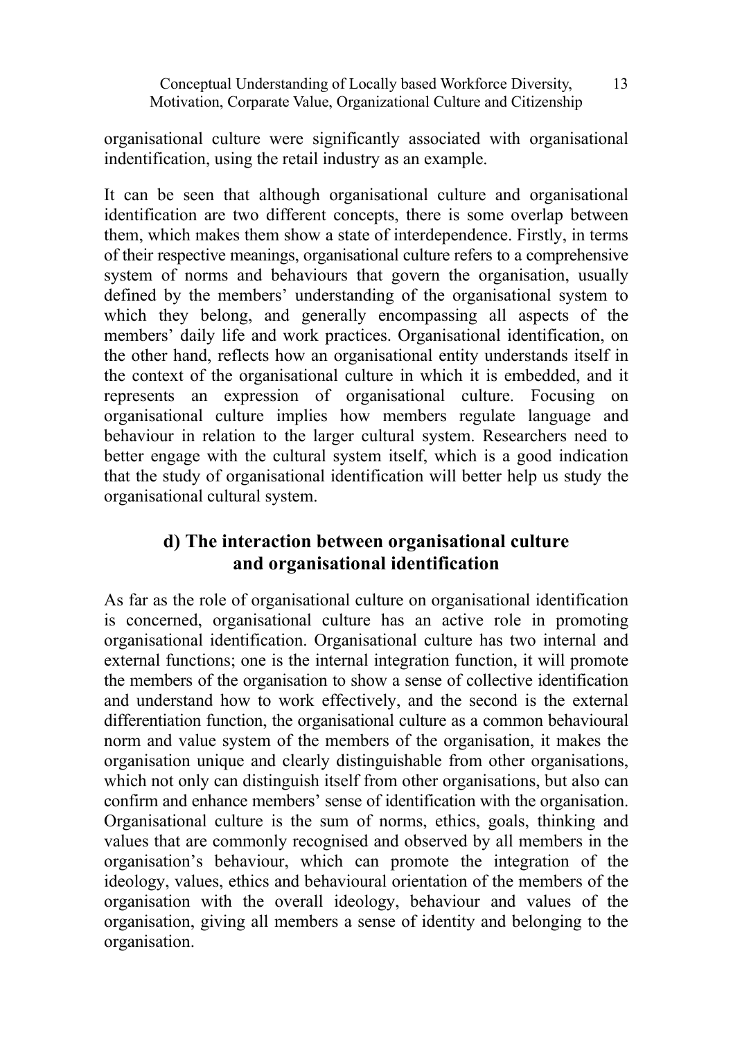organisational culture were significantly associated with organisational indentification, using the retail industry as an example.

It can be seen that although organisational culture and organisational identification are two different concepts, there is some overlap between them, which makes them show a state of interdependence. Firstly, in terms of their respective meanings, organisational culture refers to a comprehensive system of norms and behaviours that govern the organisation, usually defined by the members' understanding of the organisational system to which they belong, and generally encompassing all aspects of the members' daily life and work practices. Organisational identification, on the other hand, reflects how an organisational entity understands itself in the context of the organisational culture in which it is embedded, and it represents an expression of organisational culture. Focusing on organisational culture implies how members regulate language and behaviour in relation to the larger cultural system. Researchers need to better engage with the cultural system itself, which is a good indication that the study of organisational identification will better help us study the organisational cultural system.

### d) The interaction between organisational culture and organisational identification

As far as the role of organisational culture on organisational identification is concerned, organisational culture has an active role in promoting organisational identification. Organisational culture has two internal and external functions; one is the internal integration function, it will promote the members of the organisation to show a sense of collective identification and understand how to work effectively, and the second is the external differentiation function, the organisational culture as a common behavioural norm and value system of the members of the organisation, it makes the organisation unique and clearly distinguishable from other organisations, which not only can distinguish itself from other organisations, but also can confirm and enhance members' sense of identification with the organisation. Organisational culture is the sum of norms, ethics, goals, thinking and values that are commonly recognised and observed by all members in the organisation's behaviour, which can promote the integration of the ideology, values, ethics and behavioural orientation of the members of the organisation with the overall ideology, behaviour and values of the organisation, giving all members a sense of identity and belonging to the organisation.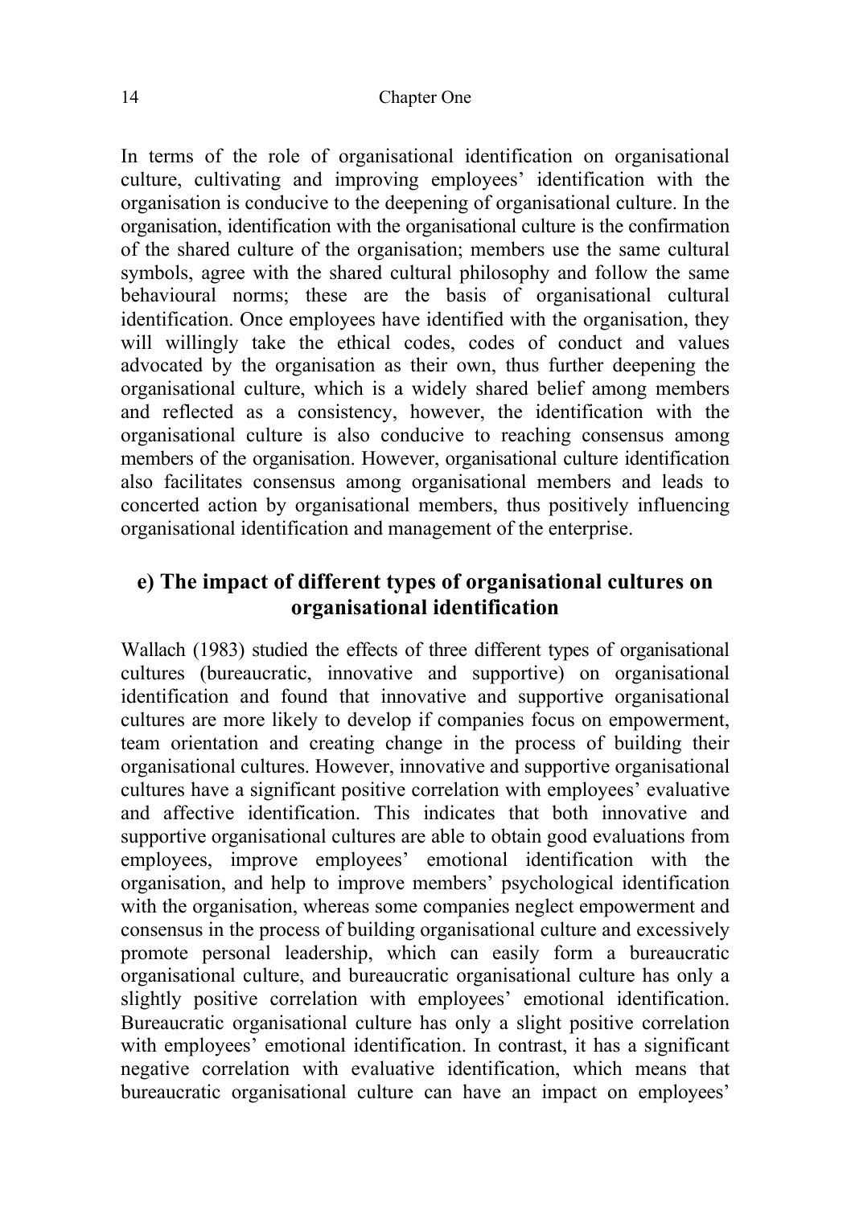In terms of the role of organisational identification on organisational culture, cultivating and improving employees' identification with the organisation is conducive to the deepening of organisational culture. In the organisation, identification with the organisational culture is the confirmation of the shared culture of the organisation; members use the same cultural symbols, agree with the shared cultural philosophy and follow the same behavioural norms; these are the basis of organisational cultural identification. Once employees have identified with the organisation, they will willingly take the ethical codes, codes of conduct and values advocated by the organisation as their own, thus further deepening the organisational culture, which is a widely shared belief among members and reflected as a consistency, however, the identification with the organisational culture is also conducive to reaching consensus among members of the organisation. However, organisational culture identification also facilitates consensus among organisational members and leads to concerted action by organisational members, thus positively influencing organisational identification and management of the enterprise.

## e) The impact of different types of organisational cultures on organisational identification

Wallach (1983) studied the effects of three different types of organisational cultures (bureaucratic, innovative and supportive) on organisational identification and found that innovative and supportive organisational cultures are more likely to develop if companies focus on empowerment, team orientation and creating change in the process of building their organisational cultures. However, innovative and supportive organisational cultures have a significant positive correlation with employees' evaluative and affective identification. This indicates that both innovative and supportive organisational cultures are able to obtain good evaluations from employees, improve employees' emotional identification with the organisation, and help to improve members' psychological identification with the organisation, whereas some companies neglect empowerment and consensus in the process of building organisational culture and excessively promote personal leadership, which can easily form a bureaucratic organisational culture, and bureaucratic organisational culture has only a slightly positive correlation with employees' emotional identification. Bureaucratic organisational culture has only a slight positive correlation with employees' emotional identification. In contrast, it has a significant negative correlation with evaluative identification, which means that bureaucratic organisational culture can have an impact on employees'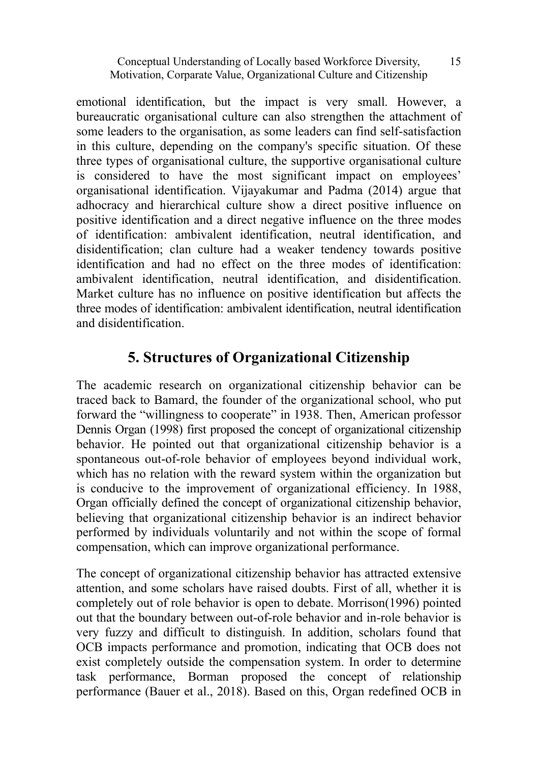emotional identification, but the impact is very small. However, a bureaucratic organisational culture can also strengthen the attachment of some leaders to the organisation, as some leaders can find self-satisfaction in this culture, depending on the company's specific situation. Of these three types of organisational culture, the supportive organisational culture is considered to have the most significant impact on employees' organisational identification. Vijayakumar and Padma (2014) argue that adhocracy and hierarchical culture show a direct positive influence on positive identification and a direct negative influence on the three modes of identification: ambivalent identification, neutral identification, and disidentification; clan culture had a weaker tendency towards positive identification and had no effect on the three modes of identification: ambivalent identification, neutral identification, and disidentification. Market culture has no influence on positive identification but affects the three modes of identification: ambivalent identification, neutral identification and disidentification.

## 5. Structures of Organizational Citizenship

The academic research on organizational citizenship behavior can be traced back to Bamard, the founder of the organizational school, who put forward the "willingness to cooperate" in 1938. Then, American professor Dennis Organ (1998) first proposed the concept of organizational citizenship behavior. He pointed out that organizational citizenship behavior is a spontaneous out-of-role behavior of employees beyond individual work, which has no relation with the reward system within the organization but is conducive to the improvement of organizational efficiency. In 1988, Organ officially defined the concept of organizational citizenship behavior, believing that organizational citizenship behavior is an indirect behavior performed by individuals voluntarily and not within the scope of formal compensation, which can improve organizational performance.

The concept of organizational citizenship behavior has attracted extensive attention, and some scholars have raised doubts. First of all, whether it is completely out of role behavior is open to debate. Morrison(1996) pointed out that the boundary between out-of-role behavior and in-role behavior is very fuzzy and difficult to distinguish. In addition, scholars found that OCB impacts performance and promotion, indicating that OCB does not exist completely outside the compensation system. In order to determine task performance, Borman proposed the concept of relationship performance (Bauer et al., 2018). Based on this, Organ redefined OCB in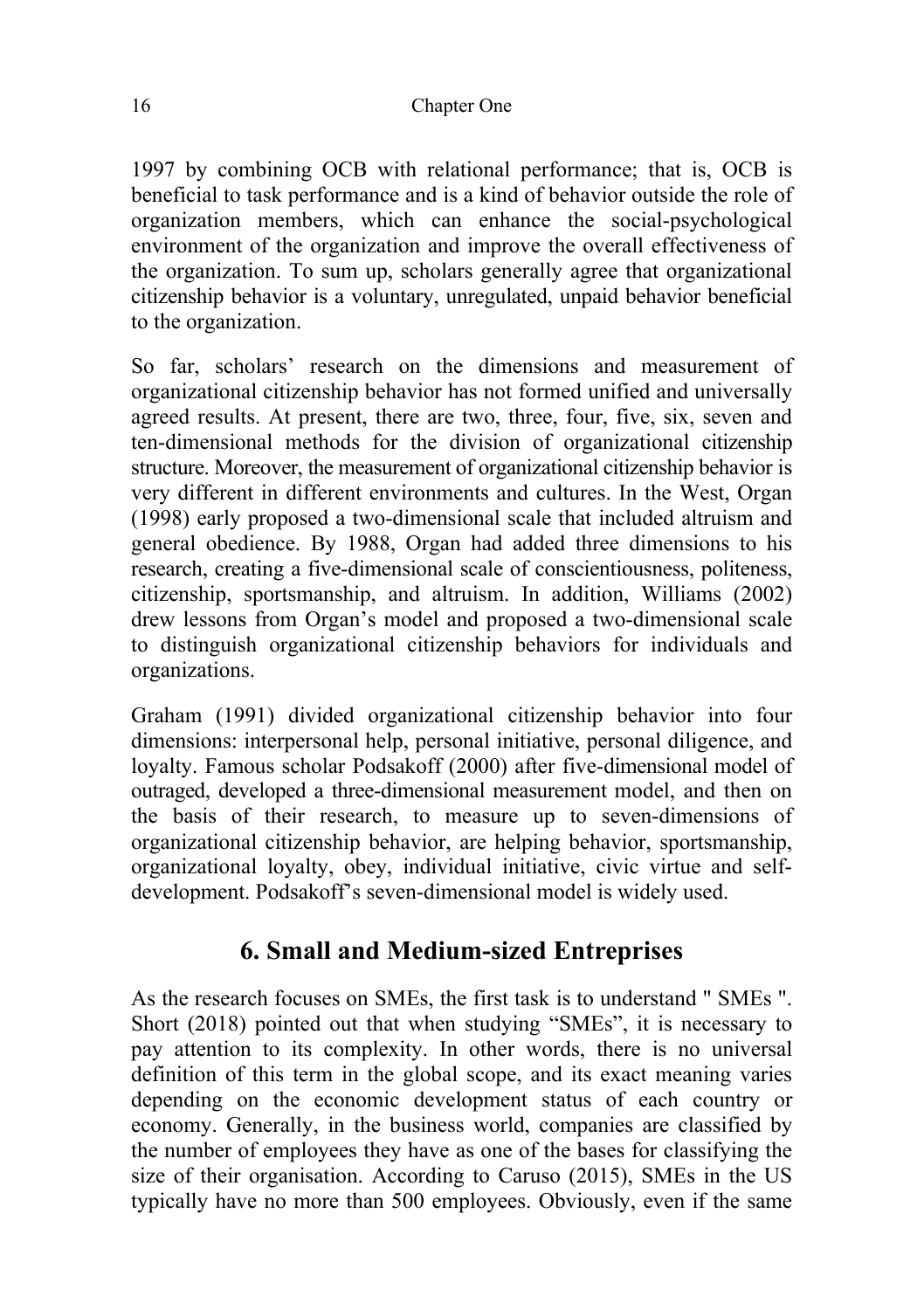1997 by combining OCB with relational performance; that is, OCB is beneficial to task performance and is a kind of behavior outside the role of organization members, which can enhance the social-psychological environment of the organization and improve the overall effectiveness of the organization. To sum up, scholars generally agree that organizational citizenship behavior is a voluntary, unregulated, unpaid behavior beneficial to the organization.

So far, scholars' research on the dimensions and measurement of organizational citizenship behavior has not formed unified and universally agreed results. At present, there are two, three, four, five, six, seven and ten-dimensional methods for the division of organizational citizenship structure. Moreover, the measurement of organizational citizenship behavior is very different in different environments and cultures. In the West, Organ (1998) early proposed a two-dimensional scale that included altruism and general obedience. By 1988, Organ had added three dimensions to his research, creating a five-dimensional scale of conscientiousness, politeness, citizenship, sportsmanship, and altruism. In addition, Williams (2002) drew lessons from Organ's model and proposed a two-dimensional scale to distinguish organizational citizenship behaviors for individuals and organizations.

Graham (1991) divided organizational citizenship behavior into four dimensions: interpersonal help, personal initiative, personal diligence, and loyalty. Famous scholar Podsakoff (2000) after five-dimensional model of outraged, developed a three-dimensional measurement model, and then on the basis of their research, to measure up to seven-dimensions of organizational citizenship behavior, are helping behavior, sportsmanship, organizational loyalty, obey, individual initiative, civic virtue and self-development. Podsakoff's seven-dimensional model is widely used.

## 6. Small and Medium-sized Entreprises

As the research focuses on SMEs, the first task is to understand " SMEs ". Short (2018) pointed out that when studying "SMEs", it is necessary to pay attention to its complexity. In other words, there is no universal definition of this term in the global scope, and its exact meaning varies depending on the economic development status of each country or economy. Generally, in the business world, companies are classified by the number of employees they have as one of the bases for classifying the size of their organisation. According to Caruso (2015), SMEs in the US typically have no more than 500 employees. Obviously, even if the same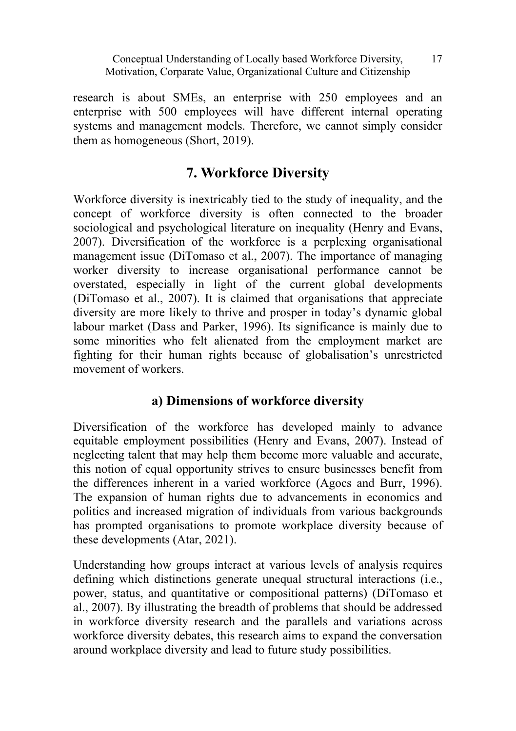research is about SMEs, an enterprise with 250 employees and an enterprise with 500 employees will have different internal operating systems and management models. Therefore, we cannot simply consider them as homogeneous (Short, 2019).

## 7. Workforce Diversity

Workforce diversity is inextricably tied to the study of inequality, and the concept of workforce diversity is often connected to the broader sociological and psychological literature on inequality (Henry and Evans, 2007). Diversification of the workforce is a perplexing organisational management issue (DiTomaso et al., 2007). The importance of managing worker diversity to increase organisational performance cannot be overstated, especially in light of the current global developments (DiTomaso et al., 2007). It is claimed that organisations that appreciate diversity are more likely to thrive and prosper in today's dynamic global labour market (Dass and Parker, 1996). Its significance is mainly due to some minorities who felt alienated from the employment market are fighting for their human rights because of globalisation's unrestricted movement of workers.

### a) Dimensions of workforce diversity

Diversification of the workforce has developed mainly to advance equitable employment possibilities (Henry and Evans, 2007). Instead of neglecting talent that may help them become more valuable and accurate, this notion of equal opportunity strives to ensure businesses benefit from the differences inherent in a varied workforce (Agocs and Burr, 1996). The expansion of human rights due to advancements in economics and politics and increased migration of individuals from various backgrounds has prompted organisations to promote workplace diversity because of these developments (Atar, 2021).

Understanding how groups interact at various levels of analysis requires defining which distinctions generate unequal structural interactions (i.e., power, status, and quantitative or compositional patterns) (DiTomaso et al., 2007). By illustrating the breadth of problems that should be addressed in workforce diversity research and the parallels and variations across workforce diversity debates, this research aims to expand the conversation around workplace diversity and lead to future study possibilities.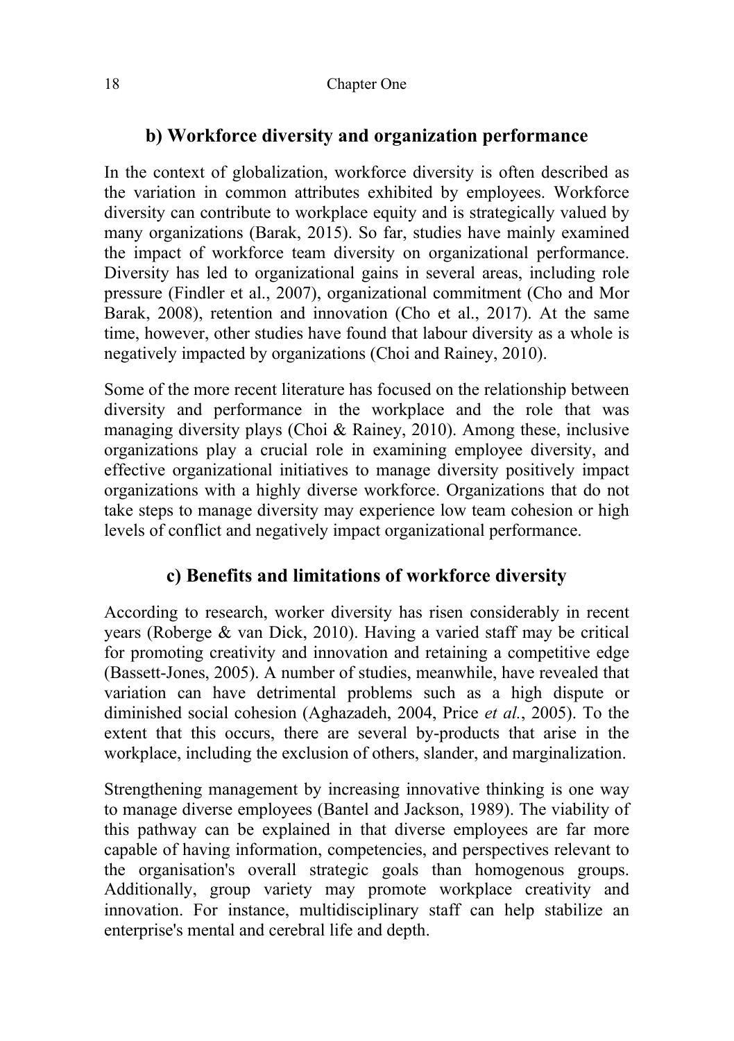### b) Workforce diversity and organization performance

In the context of globalization, workforce diversity is often described as the variation in common attributes exhibited by employees. Workforce diversity can contribute to workplace equity and is strategically valued by many organizations (Barak, 2015). So far, studies have mainly examined the impact of workforce team diversity on organizational performance. Diversity has led to organizational gains in several areas, including role pressure (Findler et al., 2007), organizational commitment (Cho and Mor Barak, 2008), retention and innovation (Cho et al., 2017). At the same time, however, other studies have found that labour diversity as a whole is negatively impacted by organizations (Choi and Rainey, 2010).

Some of the more recent literature has focused on the relationship between diversity and performance in the workplace and the role that was managing diversity plays (Choi & Rainey, 2010). Among these, inclusive organizations play a crucial role in examining employee diversity, and effective organizational initiatives to manage diversity positively impact organizations with a highly diverse workforce. Organizations that do not take steps to manage diversity may experience low team cohesion or high levels of conflict and negatively impact organizational performance.

### c) Benefits and limitations of workforce diversity

According to research, worker diversity has risen considerably in recent years (Roberge & van Dick, 2010). Having a varied staff may be critical for promoting creativity and innovation and retaining a competitive edge (Bassett-Jones, 2005). A number of studies, meanwhile, have revealed that variation can have detrimental problems such as a high dispute or diminished social cohesion (Aghazadeh, 2004, Price *et al.*, 2005). To the extent that this occurs, there are several by-products that arise in the workplace, including the exclusion of others, slander, and marginalization.

Strengthening management by increasing innovative thinking is one way to manage diverse employees (Bantel and Jackson, 1989). The viability of this pathway can be explained in that diverse employees are far more capable of having information, competencies, and perspectives relevant to the organisation's overall strategic goals than homogenous groups. Additionally, group variety may promote workplace creativity and innovation. For instance, multidisciplinary staff can help stabilize an enterprise's mental and cerebral life and depth.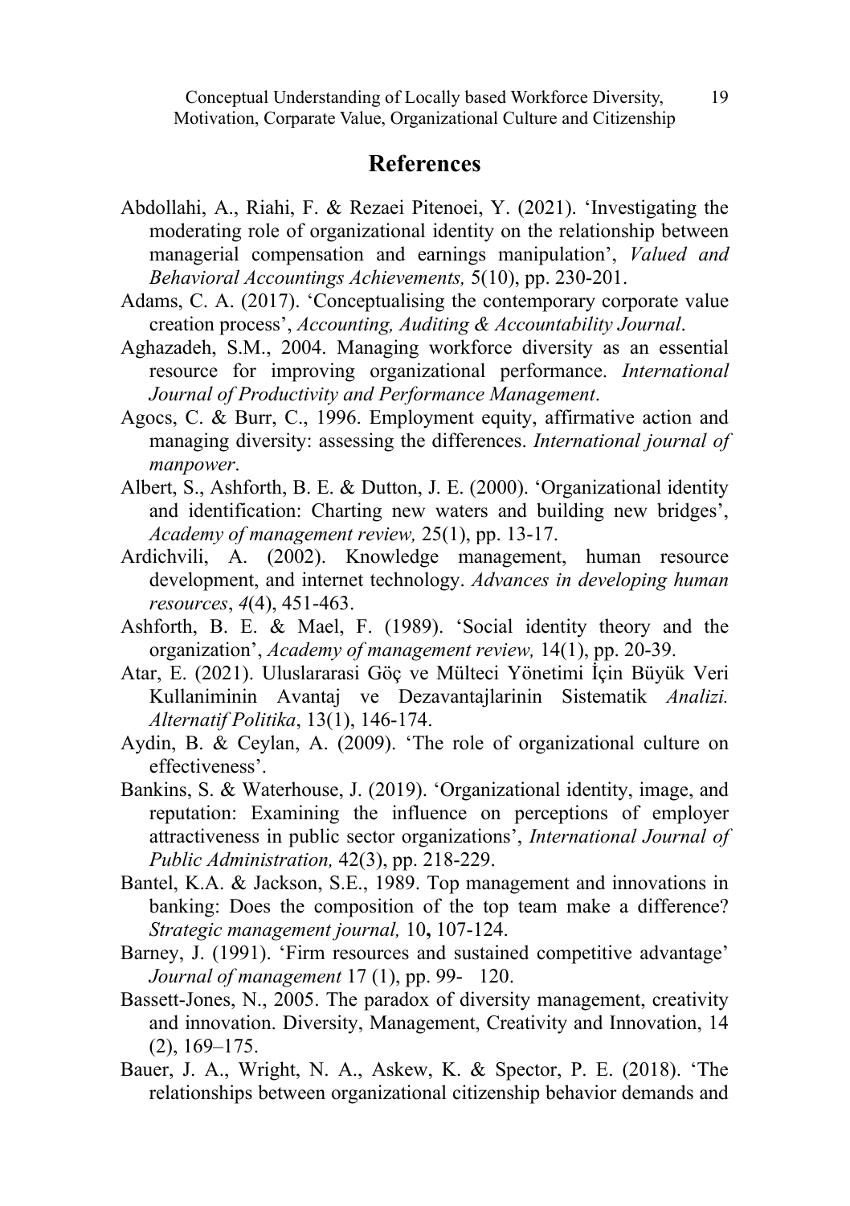## References

Abdollahi, A., Riahi, F. & Rezaei Pitenoei, Y. (2021). 'Investigating the moderating role of organizational identity on the relationship between managerial compensation and earnings manipulation', *Valued and Behavioral Accountings Achievements,* 5(10), pp. 230-201.

Adams, C. A. (2017). 'Conceptualising the contemporary corporate value creation process', *Accounting, Auditing & Accountability Journal*.

Aghazadeh, S.M., 2004. Managing workforce diversity as an essential resource for improving organizational performance. *International Journal of Productivity and Performance Management*.

Agocs, C. & Burr, C., 1996. Employment equity, affirmative action and managing diversity: assessing the differences. *International journal of manpower*.

Albert, S., Ashforth, B. E. & Dutton, J. E. (2000). 'Organizational identity and identification: Charting new waters and building new bridges', *Academy of management review,* 25(1), pp. 13-17.

Ardichvili, A. (2002). Knowledge management, human resource development, and internet technology. *Advances in developing human resources*, *4*(4), 451-463.

Ashforth, B. E. & Mael, F. (1989). 'Social identity theory and the organization', *Academy of management review,* 14(1), pp. 20-39.

Atar, E. (2021). Uluslararasi Göç ve Mülteci Yönetimi İçin Büyük Veri Kullaniminin Avantaj ve Dezavantajlarinin Sistematik *Analizi. Alternatif Politika*, 13(1), 146-174.

Aydin, B. & Ceylan, A. (2009). 'The role of organizational culture on effectiveness'.

Bankins, S. & Waterhouse, J. (2019). 'Organizational identity, image, and reputation: Examining the influence on perceptions of employer attractiveness in public sector organizations', *International Journal of Public Administration,* 42(3), pp. 218-229.

Bantel, K.A. & Jackson, S.E., 1989. Top management and innovations in banking: Does the composition of the top team make a difference? *Strategic management journal,* 10**,** 107-124.

Barney, J. (1991). 'Firm resources and sustained competitive advantage' *Journal of management* 17 (1), pp. 99- 120.

Bassett-Jones, N., 2005. The paradox of diversity management, creativity and innovation. Diversity, Management, Creativity and Innovation, 14 (2), 169–175.

Bauer, J. A., Wright, N. A., Askew, K. & Spector, P. E. (2018). 'The relationships between organizational citizenship behavior demands and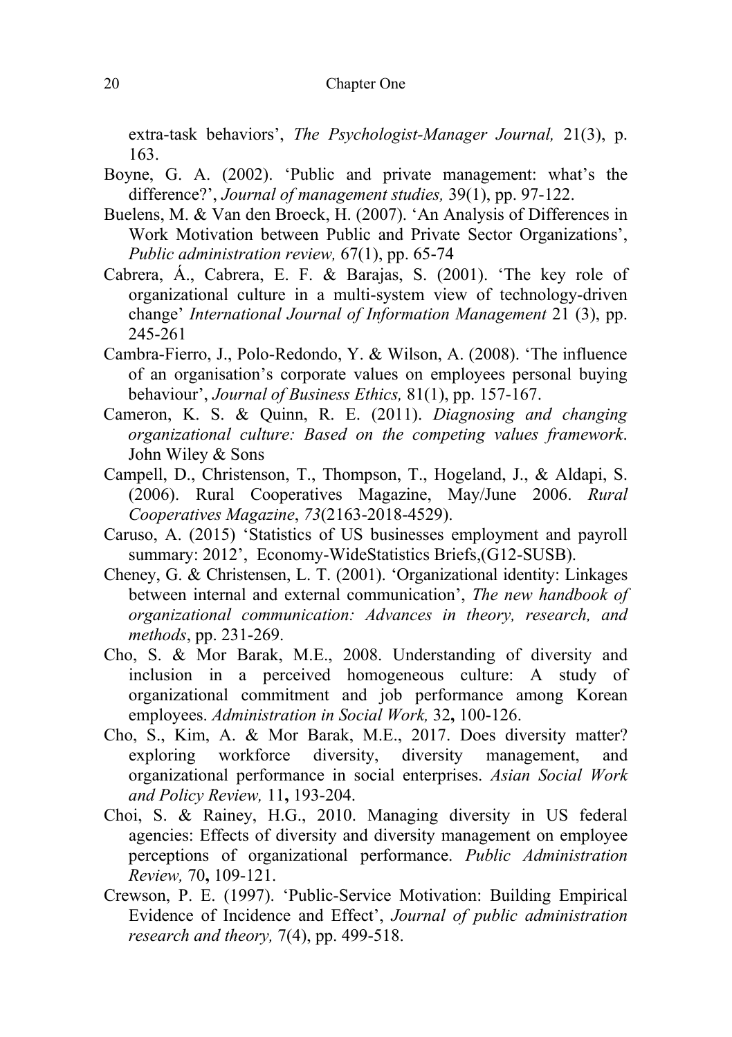extra-task behaviors', *The Psychologist-Manager Journal,* 21(3), p. 163.

Boyne, G. A. (2002). 'Public and private management: what's the difference?', *Journal of management studies,* 39(1), pp. 97-122.

Buelens, M. & Van den Broeck, H. (2007). 'An Analysis of Differences in Work Motivation between Public and Private Sector Organizations', *Public administration review,* 67(1), pp. 65-74

Cabrera, Á., Cabrera, E. F. & Barajas, S. (2001). 'The key role of organizational culture in a multi-system view of technology-driven change' *International Journal of Information Management* 21 (3), pp. 245-261

Cambra-Fierro, J., Polo-Redondo, Y. & Wilson, A. (2008). 'The influence of an organisation's corporate values on employees personal buying behaviour', *Journal of Business Ethics,* 81(1), pp. 157-167.

Cameron, K. S. & Quinn, R. E. (2011). *Diagnosing and changing organizational culture: Based on the competing values framework*. John Wiley & Sons

Campell, D., Christenson, T., Thompson, T., Hogeland, J., & Aldapi, S. (2006). Rural Cooperatives Magazine, May/June 2006. *Rural Cooperatives Magazine*, *73*(2163-2018-4529).

Caruso, A. (2015) 'Statistics of US businesses employment and payroll summary: 2012', Economy-WideStatistics Briefs,(G12-SUSB).

Cheney, G. & Christensen, L. T. (2001). 'Organizational identity: Linkages between internal and external communication', *The new handbook of organizational communication: Advances in theory, research, and methods*, pp. 231-269.

Cho, S. & Mor Barak, M.E., 2008. Understanding of diversity and inclusion in a perceived homogeneous culture: A study of organizational commitment and job performance among Korean employees. *Administration in Social Work,* 32**,** 100-126.

Cho, S., Kim, A. & Mor Barak, M.E., 2017. Does diversity matter? exploring workforce diversity, diversity management, and organizational performance in social enterprises. *Asian Social Work and Policy Review,* 11**,** 193-204.

Choi, S. & Rainey, H.G., 2010. Managing diversity in US federal agencies: Effects of diversity and diversity management on employee perceptions of organizational performance. *Public Administration Review,* 70**,** 109-121.

Crewson, P. E. (1997). 'Public-Service Motivation: Building Empirical Evidence of Incidence and Effect', *Journal of public administration research and theory,* 7(4), pp. 499-518.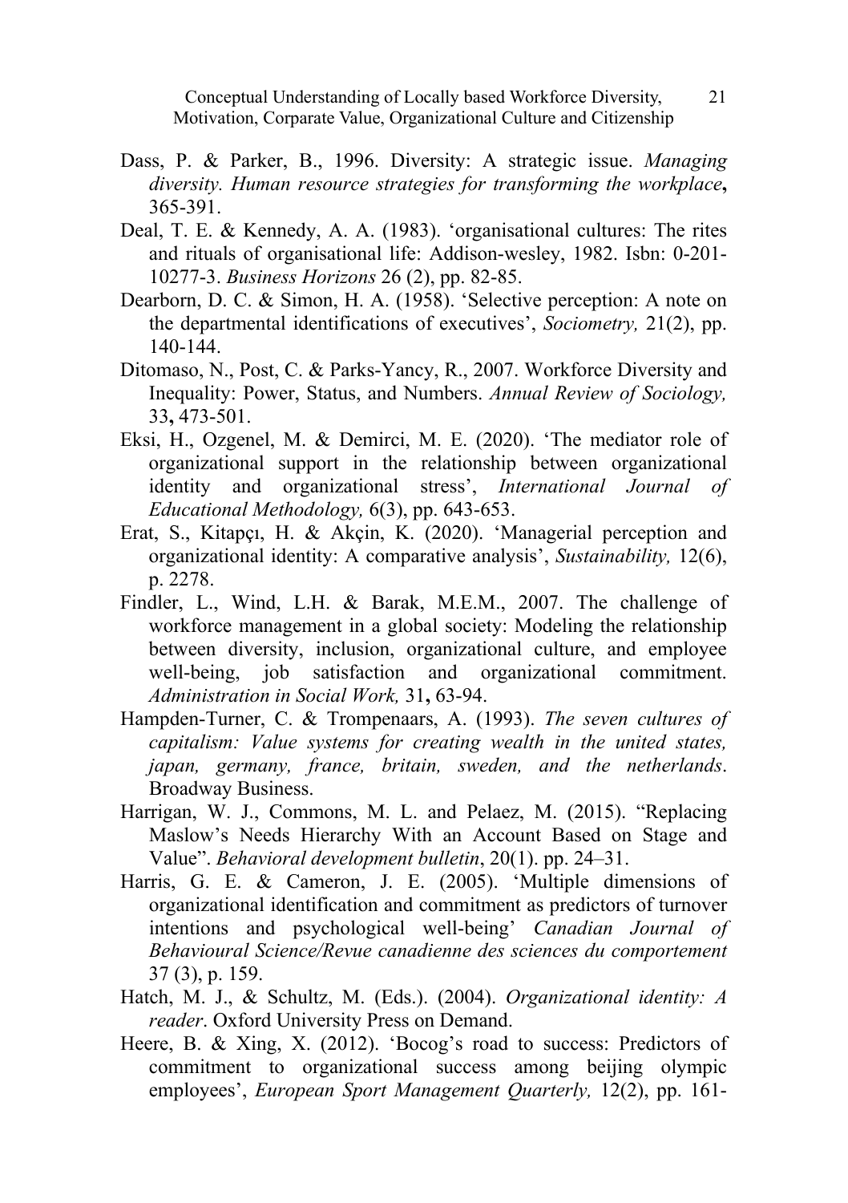Dass, P. & Parker, B., 1996. Diversity: A strategic issue. *Managing diversity. Human resource strategies for transforming the workplace***,** 365-391.

Deal, T. E. & Kennedy, A. A. (1983). 'organisational cultures: The rites and rituals of organisational life: Addison-wesley, 1982. Isbn: 0-201-10277-3. *Business Horizons* 26 (2), pp. 82-85.

Dearborn, D. C. & Simon, H. A. (1958). 'Selective perception: A note on the departmental identifications of executives', *Sociometry,* 21(2), pp. 140-144.

Ditomaso, N., Post, C. & Parks-Yancy, R., 2007. Workforce Diversity and Inequality: Power, Status, and Numbers. *Annual Review of Sociology,* 33**,** 473-501.

Eksi, H., Ozgenel, M. & Demirci, M. E. (2020). 'The mediator role of organizational support in the relationship between organizational identity and organizational stress', *International Journal of Educational Methodology,* 6(3), pp. 643-653.

Erat, S., Kitapçı, H. & Akçin, K. (2020). 'Managerial perception and organizational identity: A comparative analysis', *Sustainability,* 12(6), p. 2278.

Findler, L., Wind, L.H. & Barak, M.E.M., 2007. The challenge of workforce management in a global society: Modeling the relationship between diversity, inclusion, organizational culture, and employee well-being, job satisfaction and organizational commitment. *Administration in Social Work,* 31**,** 63-94.

Hampden-Turner, C. & Trompenaars, A. (1993). *The seven cultures of capitalism: Value systems for creating wealth in the united states, japan, germany, france, britain, sweden, and the netherlands*. Broadway Business.

Harrigan, W. J., Commons, M. L. and Pelaez, M. (2015). "Replacing Maslow's Needs Hierarchy With an Account Based on Stage and Value". *Behavioral development bulletin*, 20(1). pp. 24–31.

Harris, G. E. & Cameron, J. E. (2005). 'Multiple dimensions of organizational identification and commitment as predictors of turnover intentions and psychological well-being' *Canadian Journal of Behavioural Science/Revue canadienne des sciences du comportement* 37 (3), p. 159.

Hatch, M. J., & Schultz, M. (Eds.). (2004). *Organizational identity: A reader*. Oxford University Press on Demand.

Heere, B. & Xing, X. (2012). 'Bocog's road to success: Predictors of commitment to organizational success among beijing olympic employees', *European Sport Management Quarterly,* 12(2), pp. 161-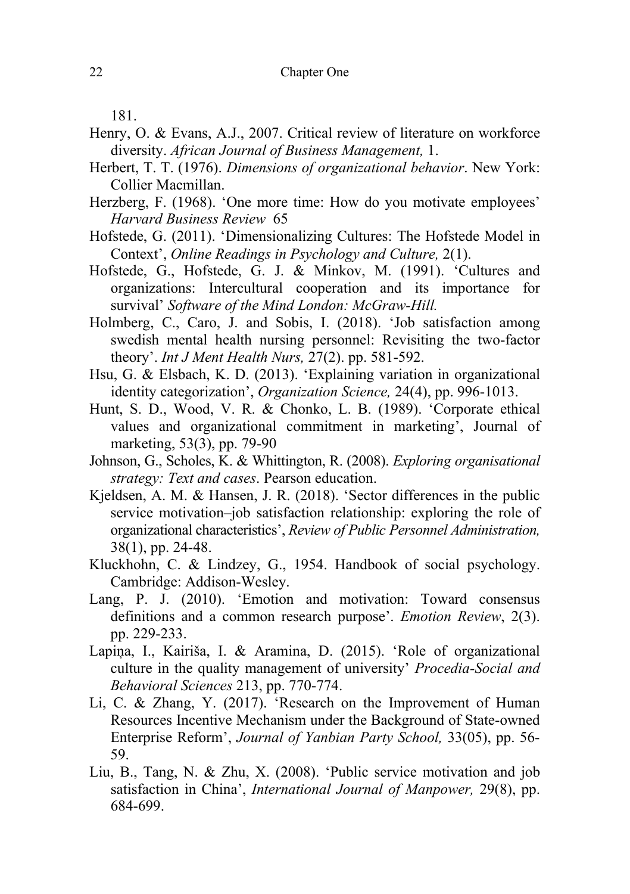181.

Henry, O. & Evans, A.J., 2007. Critical review of literature on workforce diversity. *African Journal of Business Management,* 1.

Herbert, T. T. (1976). *Dimensions of organizational behavior*. New York: Collier Macmillan.

Herzberg, F. (1968). 'One more time: How do you motivate employees' *Harvard Business Review* 65

Hofstede, G. (2011). 'Dimensionalizing Cultures: The Hofstede Model in Context', *Online Readings in Psychology and Culture,* 2(1).

Hofstede, G., Hofstede, G. J. & Minkov, M. (1991). 'Cultures and organizations: Intercultural cooperation and its importance for survival' *Software of the Mind London: McGraw-Hill.*

Holmberg, C., Caro, J. and Sobis, I. (2018). 'Job satisfaction among swedish mental health nursing personnel: Revisiting the two-factor theory'. *Int J Ment Health Nurs,* 27(2). pp. 581-592.

Hsu, G. & Elsbach, K. D. (2013). 'Explaining variation in organizational identity categorization', *Organization Science,* 24(4), pp. 996-1013.

Hunt, S. D., Wood, V. R. & Chonko, L. B. (1989). 'Corporate ethical values and organizational commitment in marketing', Journal of marketing, 53(3), pp. 79-90

Johnson, G., Scholes, K. & Whittington, R. (2008). *Exploring organisational strategy: Text and cases*. Pearson education.

Kjeldsen, A. M. & Hansen, J. R. (2018). 'Sector differences in the public service motivation–job satisfaction relationship: exploring the role of organizational characteristics', *Review of Public Personnel Administration,* 38(1), pp. 24-48.

Kluckhohn, C. & Lindzey, G., 1954. Handbook of social psychology. Cambridge: Addison-Wesley.

Lang, P. J. (2010). 'Emotion and motivation: Toward consensus definitions and a common research purpose'. *Emotion Review*, 2(3). pp. 229-233.

Lapiņa, I., Kairiša, I. & Aramina, D. (2015). 'Role of organizational culture in the quality management of university' *Procedia-Social and Behavioral Sciences* 213, pp. 770-774.

Li, C. & Zhang, Y. (2017). 'Research on the Improvement of Human Resources Incentive Mechanism under the Background of State-owned Enterprise Reform', *Journal of Yanbian Party School,* 33(05), pp. 56-59.

Liu, B., Tang, N. & Zhu, X. (2008). 'Public service motivation and job satisfaction in China', *International Journal of Manpower,* 29(8), pp. 684-699.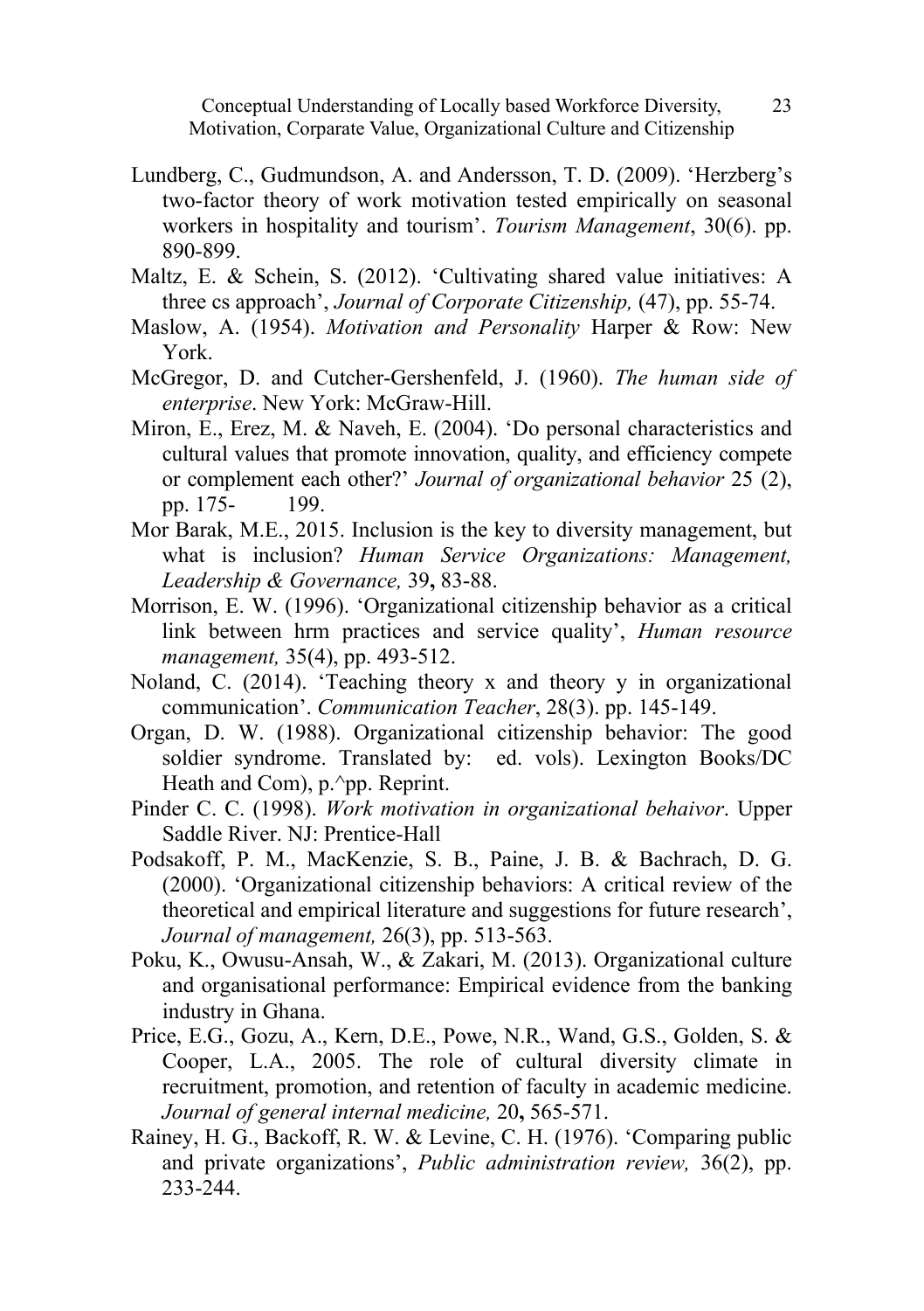Lundberg, C., Gudmundson, A. and Andersson, T. D. (2009). 'Herzberg's two-factor theory of work motivation tested empirically on seasonal workers in hospitality and tourism'. *Tourism Management*, 30(6). pp. 890-899.

Maltz, E. & Schein, S. (2012). 'Cultivating shared value initiatives: A three cs approach', *Journal of Corporate Citizenship,* (47), pp. 55-74.

Maslow, A. (1954). *Motivation and Personality* Harper & Row: New York.

McGregor, D. and Cutcher-Gershenfeld, J. (1960). *The human side of enterprise*. New York: McGraw-Hill.

Miron, E., Erez, M. & Naveh, E. (2004). 'Do personal characteristics and cultural values that promote innovation, quality, and efficiency compete or complement each other?' *Journal of organizational behavior* 25 (2), pp. 175- 199.

Mor Barak, M.E., 2015. Inclusion is the key to diversity management, but what is inclusion? *Human Service Organizations: Management, Leadership & Governance,* 39**,** 83-88.

Morrison, E. W. (1996). 'Organizational citizenship behavior as a critical link between hrm practices and service quality', *Human resource management,* 35(4), pp. 493-512.

Noland, C. (2014). 'Teaching theory x and theory y in organizational communication'. *Communication Teacher*, 28(3). pp. 145-149.

Organ, D. W. (1988). Organizational citizenship behavior: The good soldier syndrome. Translated by: ed. vols). Lexington Books/DC Heath and Com), p.^pp. Reprint.

Pinder C. C. (1998). *Work motivation in organizational behaivor*. Upper Saddle River. NJ: Prentice-Hall

Podsakoff, P. M., MacKenzie, S. B., Paine, J. B. & Bachrach, D. G. (2000). 'Organizational citizenship behaviors: A critical review of the theoretical and empirical literature and suggestions for future research', *Journal of management,* 26(3), pp. 513-563.

Poku, K., Owusu-Ansah, W., & Zakari, M. (2013). Organizational culture and organisational performance: Empirical evidence from the banking industry in Ghana.

Price, E.G., Gozu, A., Kern, D.E., Powe, N.R., Wand, G.S., Golden, S. & Cooper, L.A., 2005. The role of cultural diversity climate in recruitment, promotion, and retention of faculty in academic medicine. *Journal of general internal medicine,* 20**,** 565-571.

Rainey, H. G., Backoff, R. W. & Levine, C. H. (1976). 'Comparing public and private organizations', *Public administration review,* 36(2), pp. 233-244.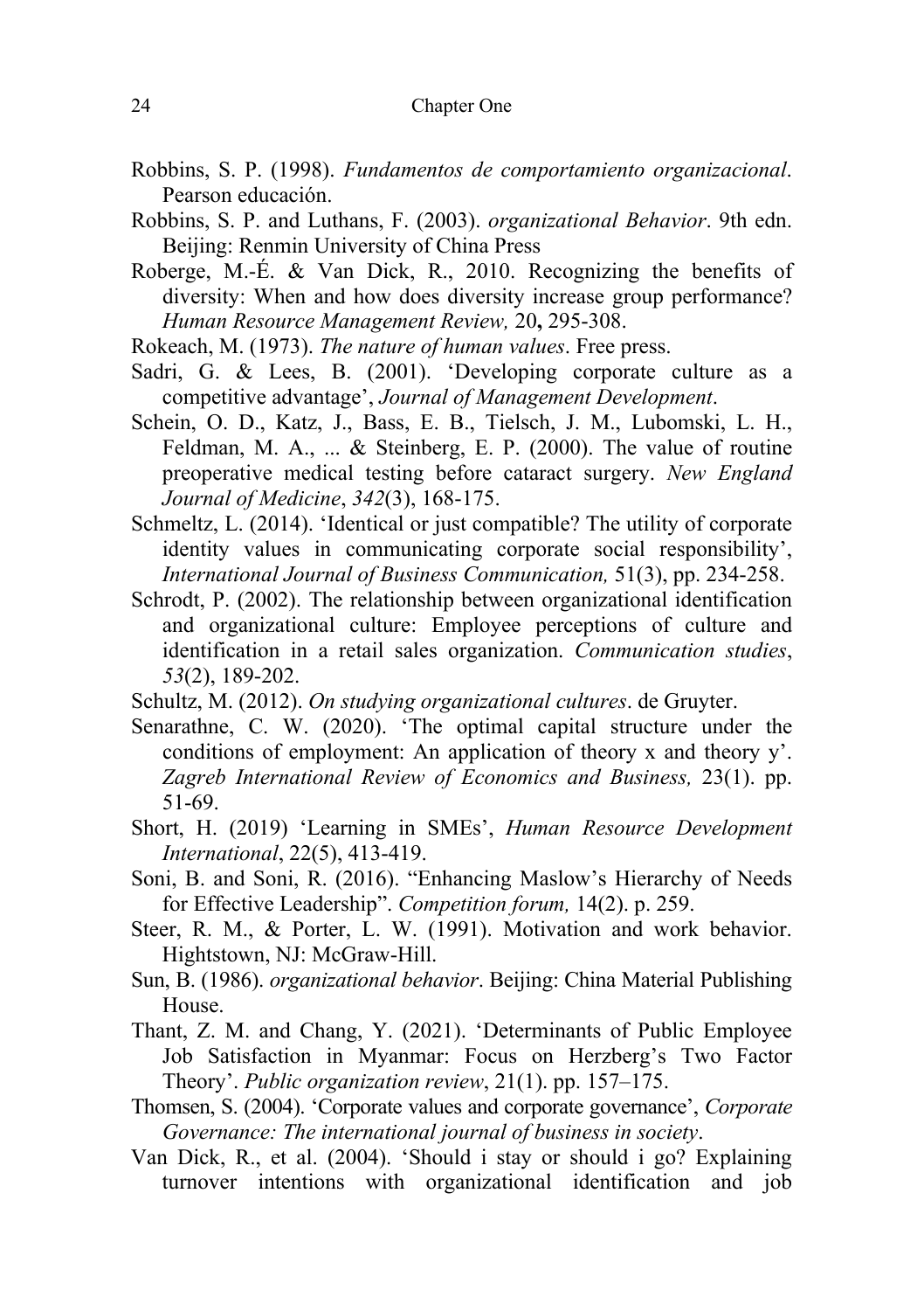Robbins, S. P. (1998). *Fundamentos de comportamiento organizacional*. Pearson educación.

Robbins, S. P. and Luthans, F. (2003). *organizational Behavior*. 9th edn. Beijing: Renmin University of China Press

Roberge, M.-É. & Van Dick, R., 2010. Recognizing the benefits of diversity: When and how does diversity increase group performance? *Human Resource Management Review,* 20**,** 295-308.

Rokeach, M. (1973). *The nature of human values*. Free press.

Sadri, G. & Lees, B. (2001). 'Developing corporate culture as a competitive advantage', *Journal of Management Development*.

Schein, O. D., Katz, J., Bass, E. B., Tielsch, J. M., Lubomski, L. H., Feldman, M. A., ... & Steinberg, E. P. (2000). The value of routine preoperative medical testing before cataract surgery. *New England Journal of Medicine*, *342*(3), 168-175.

Schmeltz, L. (2014). 'Identical or just compatible? The utility of corporate identity values in communicating corporate social responsibility', *International Journal of Business Communication,* 51(3), pp. 234-258.

Schrodt, P. (2002). The relationship between organizational identification and organizational culture: Employee perceptions of culture and identification in a retail sales organization. *Communication studies*, *53*(2), 189-202.

Schultz, M. (2012). *On studying organizational cultures*. de Gruyter.

Senarathne, C. W. (2020). 'The optimal capital structure under the conditions of employment: An application of theory x and theory y'. *Zagreb International Review of Economics and Business,* 23(1). pp. 51-69.

Short, H. (2019) 'Learning in SMEs', *Human Resource Development International*, 22(5), 413-419.

Soni, B. and Soni, R. (2016). "Enhancing Maslow's Hierarchy of Needs for Effective Leadership". *Competition forum,* 14(2). p. 259.

Steer, R. M., & Porter, L. W. (1991). Motivation and work behavior. Hightstown, NJ: McGraw-Hill.

Sun, B. (1986). *organizational behavior*. Beijing: China Material Publishing House.

Thant, Z. M. and Chang, Y. (2021). 'Determinants of Public Employee Job Satisfaction in Myanmar: Focus on Herzberg's Two Factor Theory'. *Public organization review*, 21(1). pp. 157–175.

Thomsen, S. (2004). 'Corporate values and corporate governance', *Corporate Governance: The international journal of business in society*.

Van Dick, R., et al. (2004). 'Should i stay or should i go? Explaining turnover intentions with organizational identification and job